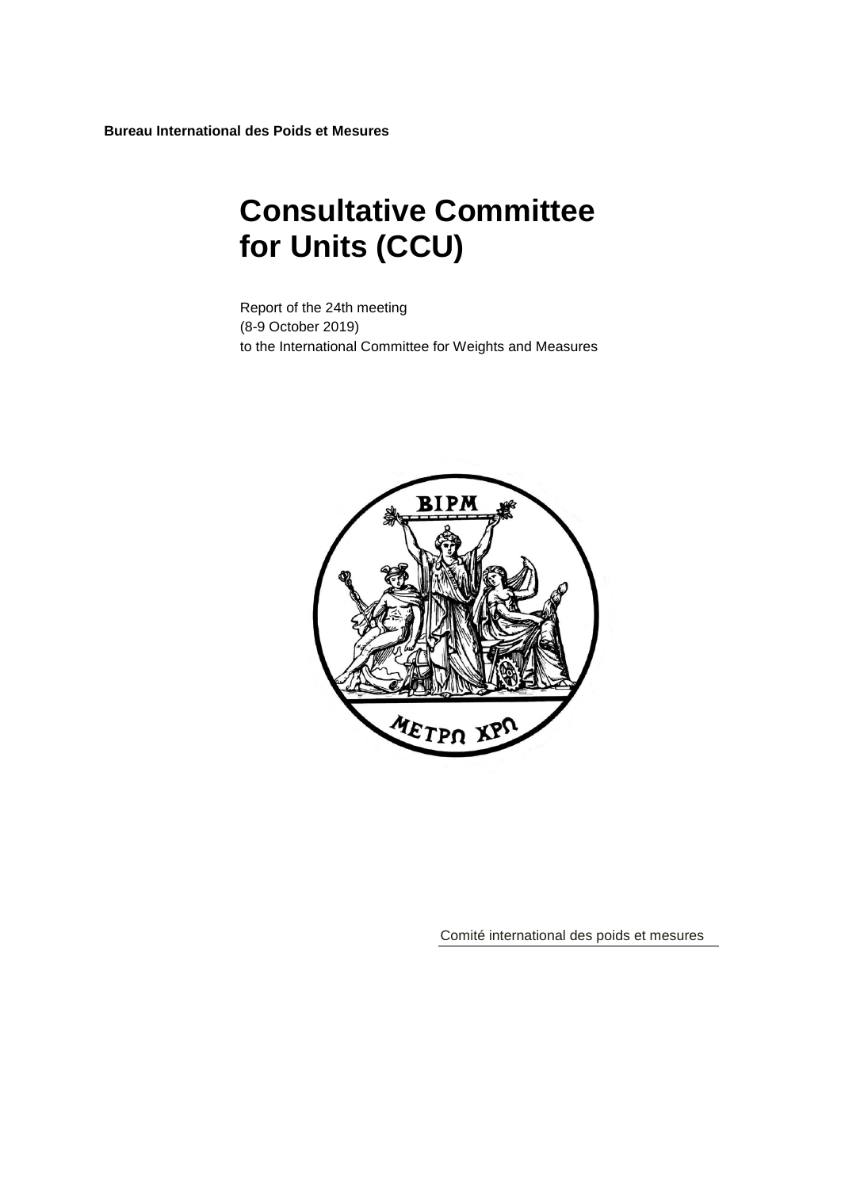**Bureau International des Poids et Mesures**

# Consultative Committee for Units (CCU)

Report of the 24th meeting
(8-9 October 2019)
to the International Committee for Weights and Measures

Comité international des poids et mesures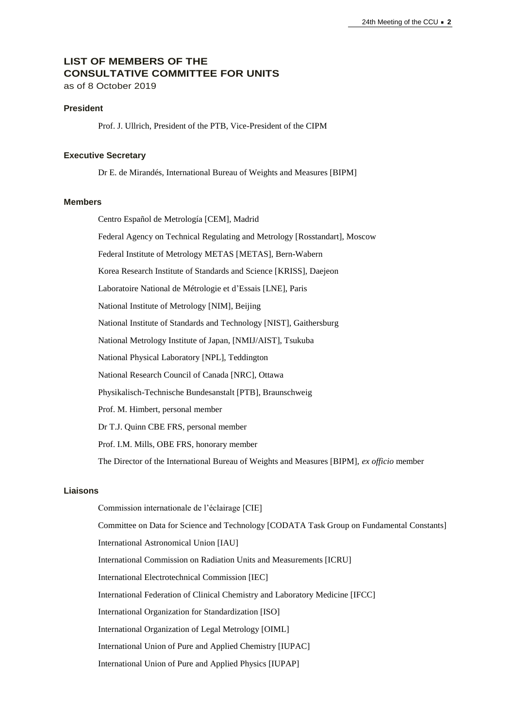# LIST OF MEMBERS OF THE CONSULTATIVE COMMITTEE FOR UNITS

as of 8 October 2019

## President

Prof. J. Ullrich, President of the PTB, Vice-President of the CIPM

## Executive Secretary

Dr E. de Mirandés, International Bureau of Weights and Measures [BIPM]

## Members

Centro Español de Metrología [CEM], Madrid

Federal Agency on Technical Regulating and Metrology [Rosstandart], Moscow

Federal Institute of Metrology METAS [METAS], Bern-Wabern

Korea Research Institute of Standards and Science [KRISS], Daejeon

Laboratoire National de Métrologie et d'Essais [LNE], Paris

National Institute of Metrology [NIM], Beijing

National Institute of Standards and Technology [NIST], Gaithersburg

National Metrology Institute of Japan, [NMIJ/AIST], Tsukuba

National Physical Laboratory [NPL], Teddington

National Research Council of Canada [NRC], Ottawa

Physikalisch-Technische Bundesanstalt [PTB], Braunschweig

Prof. M. Himbert, personal member

Dr T.J. Quinn CBE FRS, personal member

Prof. I.M. Mills, OBE FRS, honorary member

The Director of the International Bureau of Weights and Measures [BIPM], *ex officio* member

## Liaisons

Commission internationale de l'éclairage [CIE]

Committee on Data for Science and Technology [CODATA Task Group on Fundamental Constants]

International Astronomical Union [IAU]

International Commission on Radiation Units and Measurements [ICRU]

International Electrotechnical Commission [IEC]

International Federation of Clinical Chemistry and Laboratory Medicine [IFCC]

International Organization for Standardization [ISO]

International Organization of Legal Metrology [OIML]

International Union of Pure and Applied Chemistry [IUPAC]

International Union of Pure and Applied Physics [IUPAP]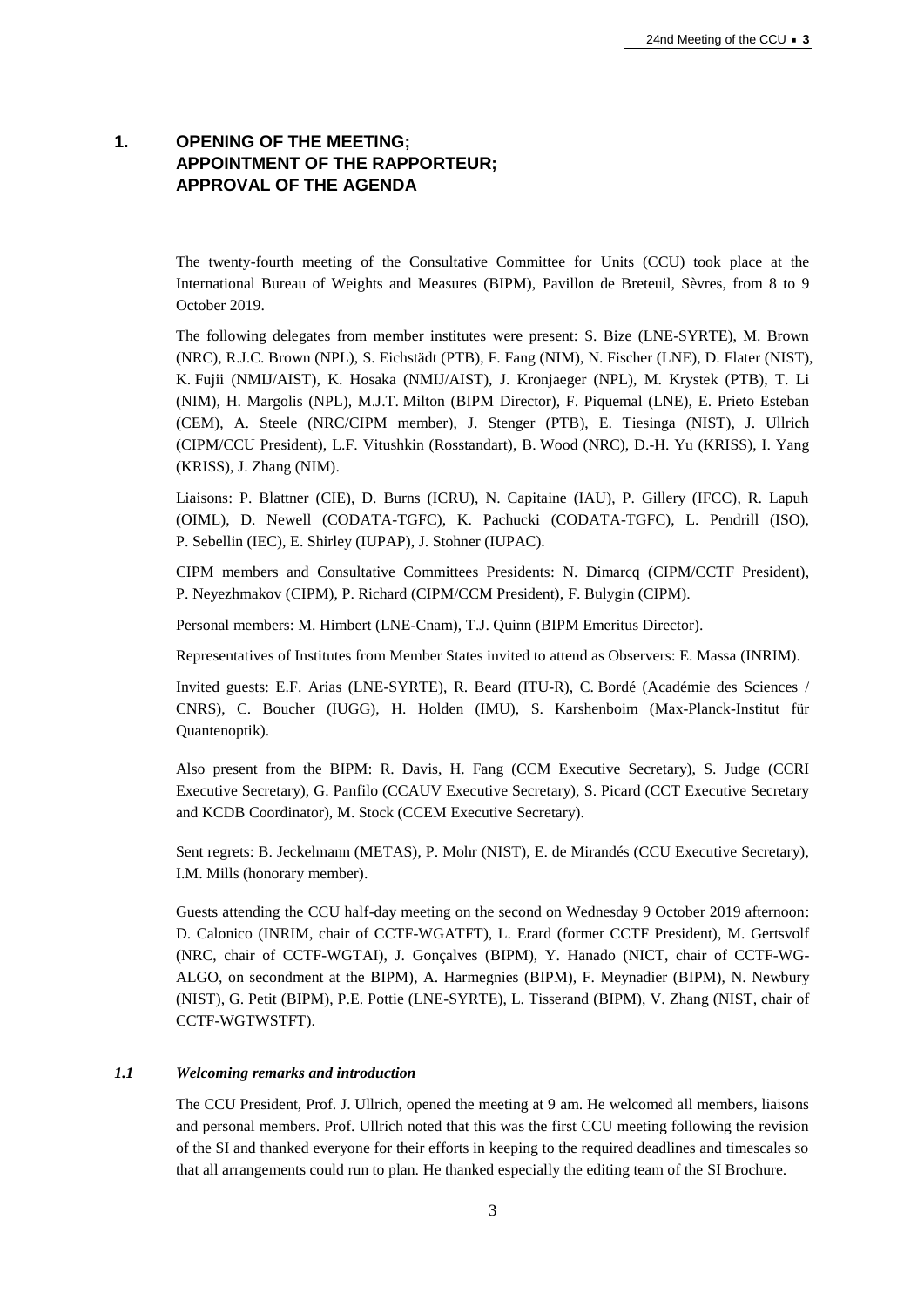# 1. OPENING OF THE MEETING; APPOINTMENT OF THE RAPPORTEUR; APPROVAL OF THE AGENDA

The twenty-fourth meeting of the Consultative Committee for Units (CCU) took place at the International Bureau of Weights and Measures (BIPM), Pavillon de Breteuil, Sèvres, from 8 to 9 October 2019.

The following delegates from member institutes were present: S. Bize (LNE-SYRTE), M. Brown (NRC), R.J.C. Brown (NPL), S. Eichstädt (PTB), F. Fang (NIM), N. Fischer (LNE), D. Flater (NIST), K. Fujii (NMIJ/AIST), K. Hosaka (NMIJ/AIST), J. Kronjaeger (NPL), M. Krystek (PTB), T. Li (NIM), H. Margolis (NPL), M.J.T. Milton (BIPM Director), F. Piquemal (LNE), E. Prieto Esteban (CEM), A. Steele (NRC/CIPM member), J. Stenger (PTB), E. Tiesinga (NIST), J. Ullrich (CIPM/CCU President), L.F. Vitushkin (Rosstandart), B. Wood (NRC), D.-H. Yu (KRISS), I. Yang (KRISS), J. Zhang (NIM).

Liaisons: P. Blattner (CIE), D. Burns (ICRU), N. Capitaine (IAU), P. Gillery (IFCC), R. Lapuh (OIML), D. Newell (CODATA-TGFC), K. Pachucki (CODATA-TGFC), L. Pendrill (ISO), P. Sebellin (IEC), E. Shirley (IUPAP), J. Stohner (IUPAC).

CIPM members and Consultative Committees Presidents: N. Dimarcq (CIPM/CCTF President), P. Neyezhmakov (CIPM), P. Richard (CIPM/CCM President), F. Bulygin (CIPM).

Personal members: M. Himbert (LNE-Cnam), T.J. Quinn (BIPM Emeritus Director).

Representatives of Institutes from Member States invited to attend as Observers: E. Massa (INRIM).

Invited guests: E.F. Arias (LNE-SYRTE), R. Beard (ITU-R), C. Bordé (Académie des Sciences / CNRS), C. Boucher (IUGG), H. Holden (IMU), S. Karshenboim (Max-Planck-Institut für Quantenoptik).

Also present from the BIPM: R. Davis, H. Fang (CCM Executive Secretary), S. Judge (CCRI Executive Secretary), G. Panfilo (CCAUV Executive Secretary), S. Picard (CCT Executive Secretary and KCDB Coordinator), M. Stock (CCEM Executive Secretary).

Sent regrets: B. Jeckelmann (METAS), P. Mohr (NIST), E. de Mirandés (CCU Executive Secretary), I.M. Mills (honorary member).

Guests attending the CCU half-day meeting on the second on Wednesday 9 October 2019 afternoon: D. Calonico (INRIM, chair of CCTF-WGATFT), L. Erard (former CCTF President), M. Gertsvolf (NRC, chair of CCTF-WGTAI), J. Gonçalves (BIPM), Y. Hanado (NICT, chair of CCTF-WG-ALGO, on secondment at the BIPM), A. Harmegnies (BIPM), F. Meynadier (BIPM), N. Newbury (NIST), G. Petit (BIPM), P.E. Pottie (LNE-SYRTE), L. Tisserand (BIPM), V. Zhang (NIST, chair of CCTF-WGTWSTFT).

## *1.1 Welcoming remarks and introduction*

The CCU President, Prof. J. Ullrich, opened the meeting at 9 am. He welcomed all members, liaisons and personal members. Prof. Ullrich noted that this was the first CCU meeting following the revision of the SI and thanked everyone for their efforts in keeping to the required deadlines and timescales so that all arrangements could run to plan. He thanked especially the editing team of the SI Brochure.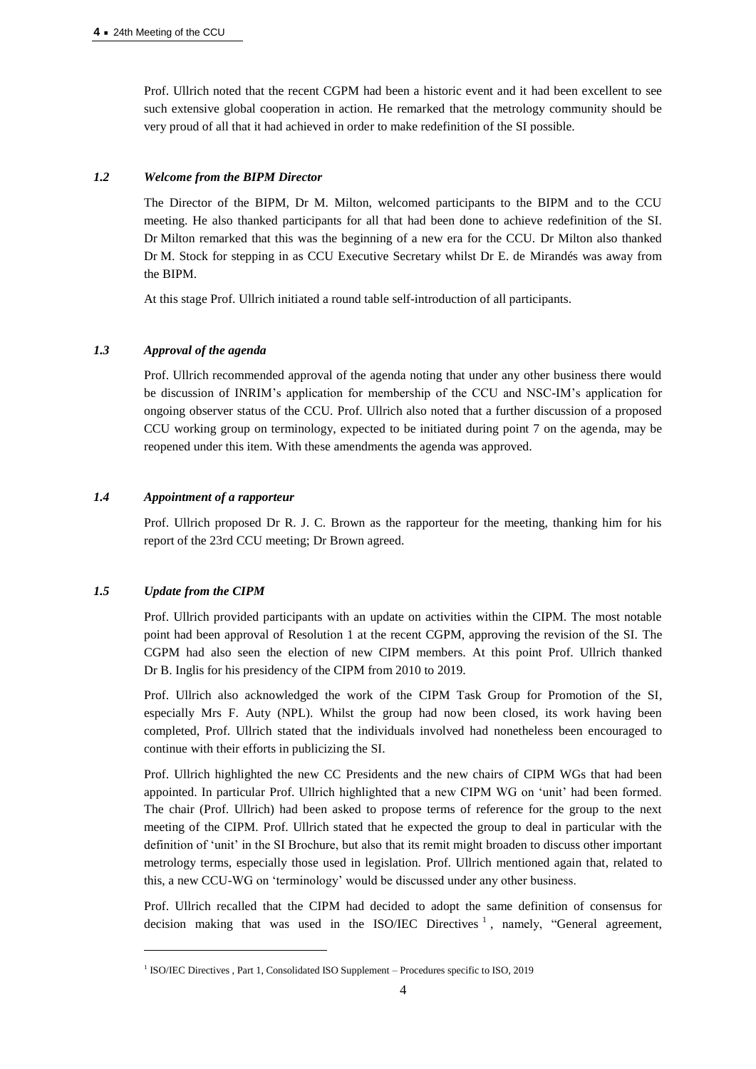Prof. Ullrich noted that the recent CGPM had been a historic event and it had been excellent to see such extensive global cooperation in action. He remarked that the metrology community should be very proud of all that it had achieved in order to make redefinition of the SI possible.

### *1.2 Welcome from the BIPM Director*

The Director of the BIPM, Dr M. Milton, welcomed participants to the BIPM and to the CCU meeting. He also thanked participants for all that had been done to achieve redefinition of the SI. Dr Milton remarked that this was the beginning of a new era for the CCU. Dr Milton also thanked Dr M. Stock for stepping in as CCU Executive Secretary whilst Dr E. de Mirandés was away from the BIPM.

At this stage Prof. Ullrich initiated a round table self-introduction of all participants.

### *1.3 Approval of the agenda*

Prof. Ullrich recommended approval of the agenda noting that under any other business there would be discussion of INRIM's application for membership of the CCU and NSC-IM's application for ongoing observer status of the CCU. Prof. Ullrich also noted that a further discussion of a proposed CCU working group on terminology, expected to be initiated during point 7 on the agenda, may be reopened under this item. With these amendments the agenda was approved.

### *1.4 Appointment of a rapporteur*

Prof. Ullrich proposed Dr R. J. C. Brown as the rapporteur for the meeting, thanking him for his report of the 23rd CCU meeting; Dr Brown agreed.

### *1.5 Update from the CIPM*

Prof. Ullrich provided participants with an update on activities within the CIPM. The most notable point had been approval of Resolution 1 at the recent CGPM, approving the revision of the SI. The CGPM had also seen the election of new CIPM members. At this point Prof. Ullrich thanked Dr B. Inglis for his presidency of the CIPM from 2010 to 2019.

Prof. Ullrich also acknowledged the work of the CIPM Task Group for Promotion of the SI, especially Mrs F. Auty (NPL). Whilst the group had now been closed, its work having been completed, Prof. Ullrich stated that the individuals involved had nonetheless been encouraged to continue with their efforts in publicizing the SI.

Prof. Ullrich highlighted the new CC Presidents and the new chairs of CIPM WGs that had been appointed. In particular Prof. Ullrich highlighted that a new CIPM WG on 'unit' had been formed. The chair (Prof. Ullrich) had been asked to propose terms of reference for the group to the next meeting of the CIPM. Prof. Ullrich stated that he expected the group to deal in particular with the definition of 'unit' in the SI Brochure, but also that its remit might broaden to discuss other important metrology terms, especially those used in legislation. Prof. Ullrich mentioned again that, related to this, a new CCU-WG on 'terminology' would be discussed under any other business.

Prof. Ullrich recalled that the CIPM had decided to adopt the same definition of consensus for decision making that was used in the ISO/IEC Directives [1], namely, "General agreement,

---

[1] ISO/IEC Directives , Part 1, Consolidated ISO Supplement – Procedures specific to ISO, 2019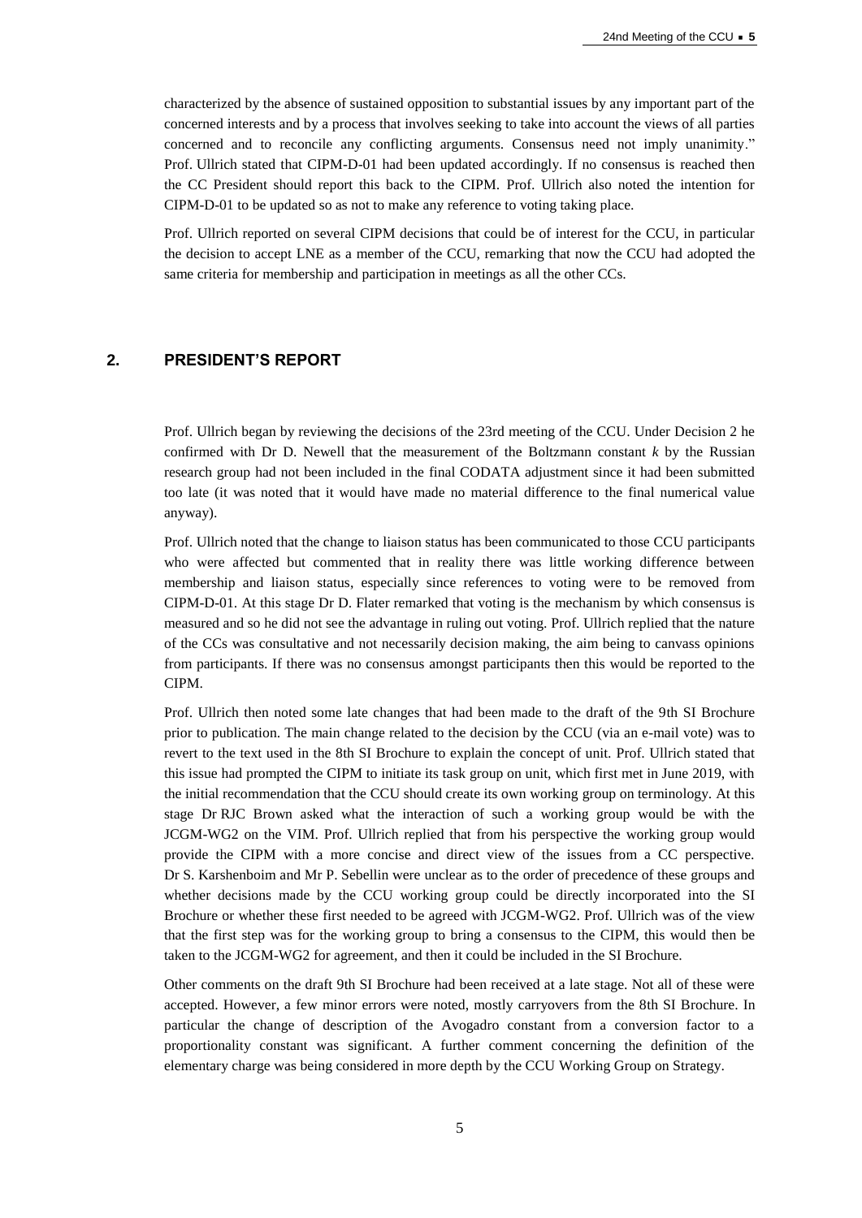characterized by the absence of sustained opposition to substantial issues by any important part of the concerned interests and by a process that involves seeking to take into account the views of all parties concerned and to reconcile any conflicting arguments. Consensus need not imply unanimity." Prof. Ullrich stated that CIPM-D-01 had been updated accordingly. If no consensus is reached then the CC President should report this back to the CIPM. Prof. Ullrich also noted the intention for CIPM-D-01 to be updated so as not to make any reference to voting taking place.

Prof. Ullrich reported on several CIPM decisions that could be of interest for the CCU, in particular the decision to accept LNE as a member of the CCU, remarking that now the CCU had adopted the same criteria for membership and participation in meetings as all the other CCs.

## 2. PRESIDENT'S REPORT

Prof. Ullrich began by reviewing the decisions of the 23rd meeting of the CCU. Under Decision 2 he confirmed with Dr D. Newell that the measurement of the Boltzmann constant $k$ by the Russian research group had not been included in the final CODATA adjustment since it had been submitted too late (it was noted that it would have made no material difference to the final numerical value anyway).

Prof. Ullrich noted that the change to liaison status has been communicated to those CCU participants who were affected but commented that in reality there was little working difference between membership and liaison status, especially since references to voting were to be removed from CIPM-D-01. At this stage Dr D. Flater remarked that voting is the mechanism by which consensus is measured and so he did not see the advantage in ruling out voting. Prof. Ullrich replied that the nature of the CCs was consultative and not necessarily decision making, the aim being to canvass opinions from participants. If there was no consensus amongst participants then this would be reported to the CIPM.

Prof. Ullrich then noted some late changes that had been made to the draft of the 9th SI Brochure prior to publication. The main change related to the decision by the CCU (via an e-mail vote) was to revert to the text used in the 8th SI Brochure to explain the concept of unit. Prof. Ullrich stated that this issue had prompted the CIPM to initiate its task group on unit, which first met in June 2019, with the initial recommendation that the CCU should create its own working group on terminology. At this stage Dr RJC Brown asked what the interaction of such a working group would be with the JCGM-WG2 on the VIM. Prof. Ullrich replied that from his perspective the working group would provide the CIPM with a more concise and direct view of the issues from a CC perspective. Dr S. Karshenboim and Mr P. Sebellin were unclear as to the order of precedence of these groups and whether decisions made by the CCU working group could be directly incorporated into the SI Brochure or whether these first needed to be agreed with JCGM-WG2. Prof. Ullrich was of the view that the first step was for the working group to bring a consensus to the CIPM, this would then be taken to the JCGM-WG2 for agreement, and then it could be included in the SI Brochure.

Other comments on the draft 9th SI Brochure had been received at a late stage. Not all of these were accepted. However, a few minor errors were noted, mostly carryovers from the 8th SI Brochure. In particular the change of description of the Avogadro constant from a conversion factor to a proportionality constant was significant. A further comment concerning the definition of the elementary charge was being considered in more depth by the CCU Working Group on Strategy.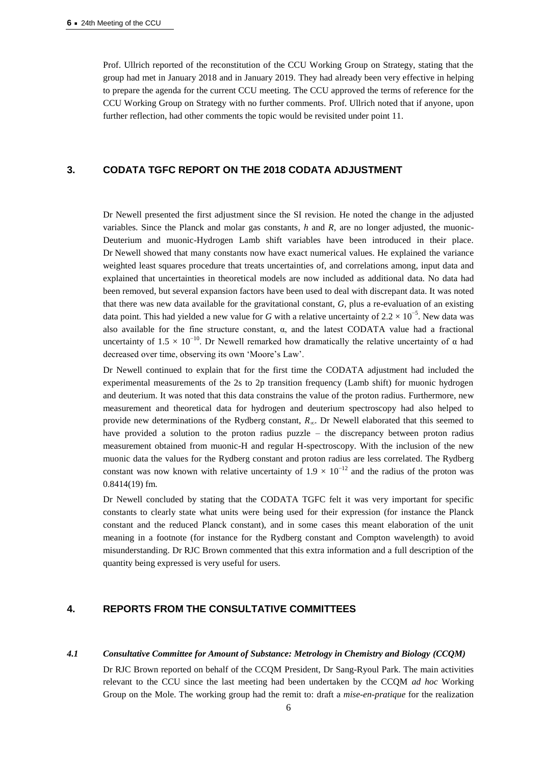Prof. Ullrich reported of the reconstitution of the CCU Working Group on Strategy, stating that the group had met in January 2018 and in January 2019. They had already been very effective in helping to prepare the agenda for the current CCU meeting. The CCU approved the terms of reference for the CCU Working Group on Strategy with no further comments. Prof. Ullrich noted that if anyone, upon further reflection, had other comments the topic would be revisited under point 11.

## 3. CODATA TGFC REPORT ON THE 2018 CODATA ADJUSTMENT

Dr Newell presented the first adjustment since the SI revision. He noted the change in the adjusted variables. Since the Planck and molar gas constants, $h$ and $R$, are no longer adjusted, the muonic-Deuterium and muonic-Hydrogen Lamb shift variables have been introduced in their place. Dr Newell showed that many constants now have exact numerical values. He explained the variance weighted least squares procedure that treats uncertainties of, and correlations among, input data and explained that uncertainties in theoretical models are now included as additional data. No data had been removed, but several expansion factors have been used to deal with discrepant data. It was noted that there was new data available for the gravitational constant, $G$, plus a re-evaluation of an existing data point. This had yielded a new value for $G$ with a relative uncertainty of $2.2 \times 10^{-5}$. New data was also available for the fine structure constant, $\alpha$, and the latest CODATA value had a fractional uncertainty of $1.5 \times 10^{-10}$. Dr Newell remarked how dramatically the relative uncertainty of $\alpha$ had decreased over time, observing its own 'Moore's Law'.

Dr Newell continued to explain that for the first time the CODATA adjustment had included the experimental measurements of the 2s to 2p transition frequency (Lamb shift) for muonic hydrogen and deuterium. It was noted that this data constrains the value of the proton radius. Furthermore, new measurement and theoretical data for hydrogen and deuterium spectroscopy had also helped to provide new determinations of the Rydberg constant, $R_\infty$. Dr Newell elaborated that this seemed to have provided a solution to the proton radius puzzle – the discrepancy between proton radius measurement obtained from muonic-H and regular H-spectroscopy. With the inclusion of the new muonic data the values for the Rydberg constant and proton radius are less correlated. The Rydberg constant was now known with relative uncertainty of $1.9 \times 10^{-12}$ and the radius of the proton was 0.8414(19) fm.

Dr Newell concluded by stating that the CODATA TGFC felt it was very important for specific constants to clearly state what units were being used for their expression (for instance the Planck constant and the reduced Planck constant), and in some cases this meant elaboration of the unit meaning in a footnote (for instance for the Rydberg constant and Compton wavelength) to avoid misunderstanding. Dr RJC Brown commented that this extra information and a full description of the quantity being expressed is very useful for users.

## 4. REPORTS FROM THE CONSULTATIVE COMMITTEES

### *4.1 Consultative Committee for Amount of Substance: Metrology in Chemistry and Biology (CCQM)*

Dr RJC Brown reported on behalf of the CCQM President, Dr Sang-Ryoul Park. The main activities relevant to the CCU since the last meeting had been undertaken by the CCQM *ad hoc* Working Group on the Mole. The working group had the remit to: draft a *mise-en-pratique* for the realization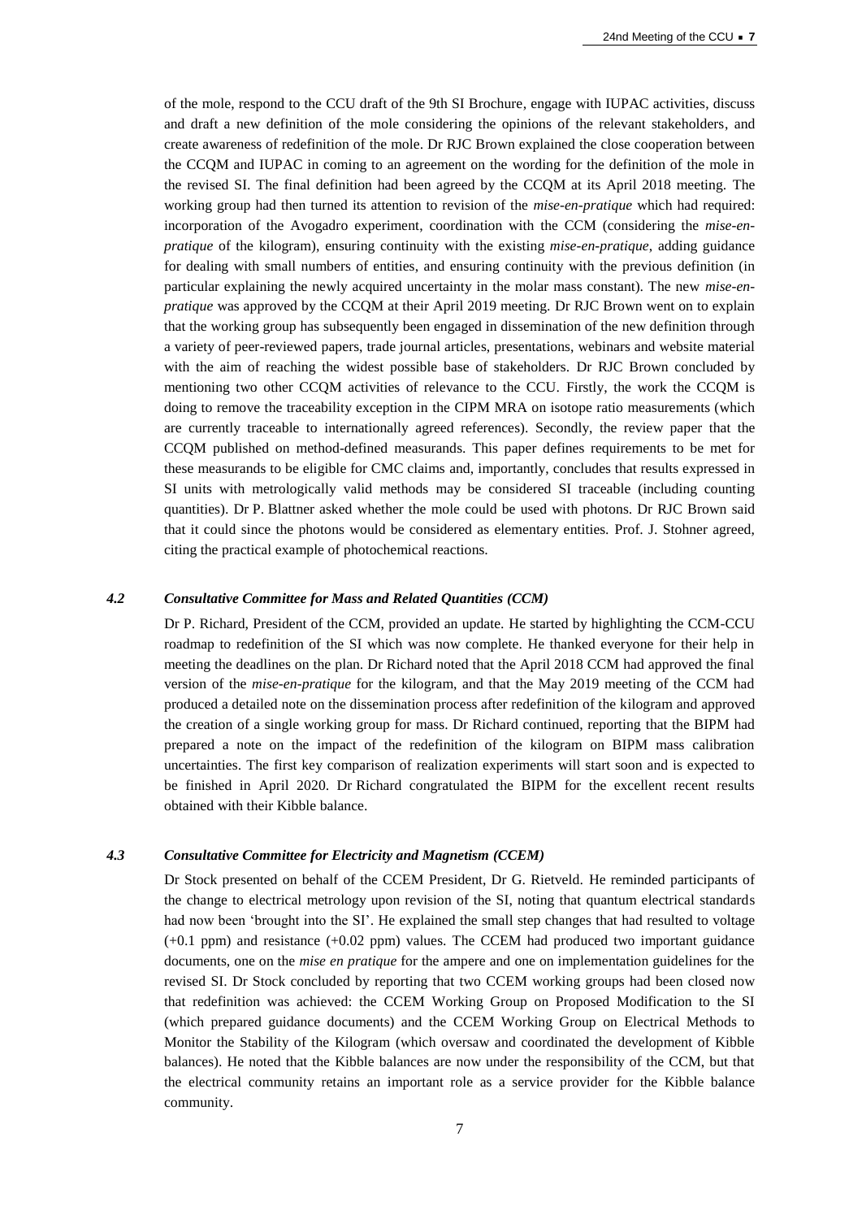of the mole, respond to the CCU draft of the 9th SI Brochure, engage with IUPAC activities, discuss and draft a new definition of the mole considering the opinions of the relevant stakeholders, and create awareness of redefinition of the mole. Dr RJC Brown explained the close cooperation between the CCQM and IUPAC in coming to an agreement on the wording for the definition of the mole in the revised SI. The final definition had been agreed by the CCQM at its April 2018 meeting. The working group had then turned its attention to revision of the *mise-en-pratique* which had required: incorporation of the Avogadro experiment, coordination with the CCM (considering the *mise-en-pratique* of the kilogram), ensuring continuity with the existing *mise-en-pratique*, adding guidance for dealing with small numbers of entities, and ensuring continuity with the previous definition (in particular explaining the newly acquired uncertainty in the molar mass constant). The new *mise-en-pratique* was approved by the CCQM at their April 2019 meeting. Dr RJC Brown went on to explain that the working group has subsequently been engaged in dissemination of the new definition through a variety of peer-reviewed papers, trade journal articles, presentations, webinars and website material with the aim of reaching the widest possible base of stakeholders. Dr RJC Brown concluded by mentioning two other CCQM activities of relevance to the CCU. Firstly, the work the CCQM is doing to remove the traceability exception in the CIPM MRA on isotope ratio measurements (which are currently traceable to internationally agreed references). Secondly, the review paper that the CCQM published on method-defined measurands. This paper defines requirements to be met for these measurands to be eligible for CMC claims and, importantly, concludes that results expressed in SI units with metrologically valid methods may be considered SI traceable (including counting quantities). Dr P. Blattner asked whether the mole could be used with photons. Dr RJC Brown said that it could since the photons would be considered as elementary entities. Prof. J. Stohner agreed, citing the practical example of photochemical reactions.

### *4.2 Consultative Committee for Mass and Related Quantities (CCM)*

Dr P. Richard, President of the CCM, provided an update. He started by highlighting the CCM-CCU roadmap to redefinition of the SI which was now complete. He thanked everyone for their help in meeting the deadlines on the plan. Dr Richard noted that the April 2018 CCM had approved the final version of the *mise-en-pratique* for the kilogram, and that the May 2019 meeting of the CCM had produced a detailed note on the dissemination process after redefinition of the kilogram and approved the creation of a single working group for mass. Dr Richard continued, reporting that the BIPM had prepared a note on the impact of the redefinition of the kilogram on BIPM mass calibration uncertainties. The first key comparison of realization experiments will start soon and is expected to be finished in April 2020. Dr Richard congratulated the BIPM for the excellent recent results obtained with their Kibble balance.

### *4.3 Consultative Committee for Electricity and Magnetism (CCEM)*

Dr Stock presented on behalf of the CCEM President, Dr G. Rietveld. He reminded participants of the change to electrical metrology upon revision of the SI, noting that quantum electrical standards had now been 'brought into the SI'. He explained the small step changes that had resulted to voltage (+0.1 ppm) and resistance (+0.02 ppm) values. The CCEM had produced two important guidance documents, one on the *mise en pratique* for the ampere and one on implementation guidelines for the revised SI. Dr Stock concluded by reporting that two CCEM working groups had been closed now that redefinition was achieved: the CCEM Working Group on Proposed Modification to the SI (which prepared guidance documents) and the CCEM Working Group on Electrical Methods to Monitor the Stability of the Kilogram (which oversaw and coordinated the development of Kibble balances). He noted that the Kibble balances are now under the responsibility of the CCM, but that the electrical community retains an important role as a service provider for the Kibble balance community.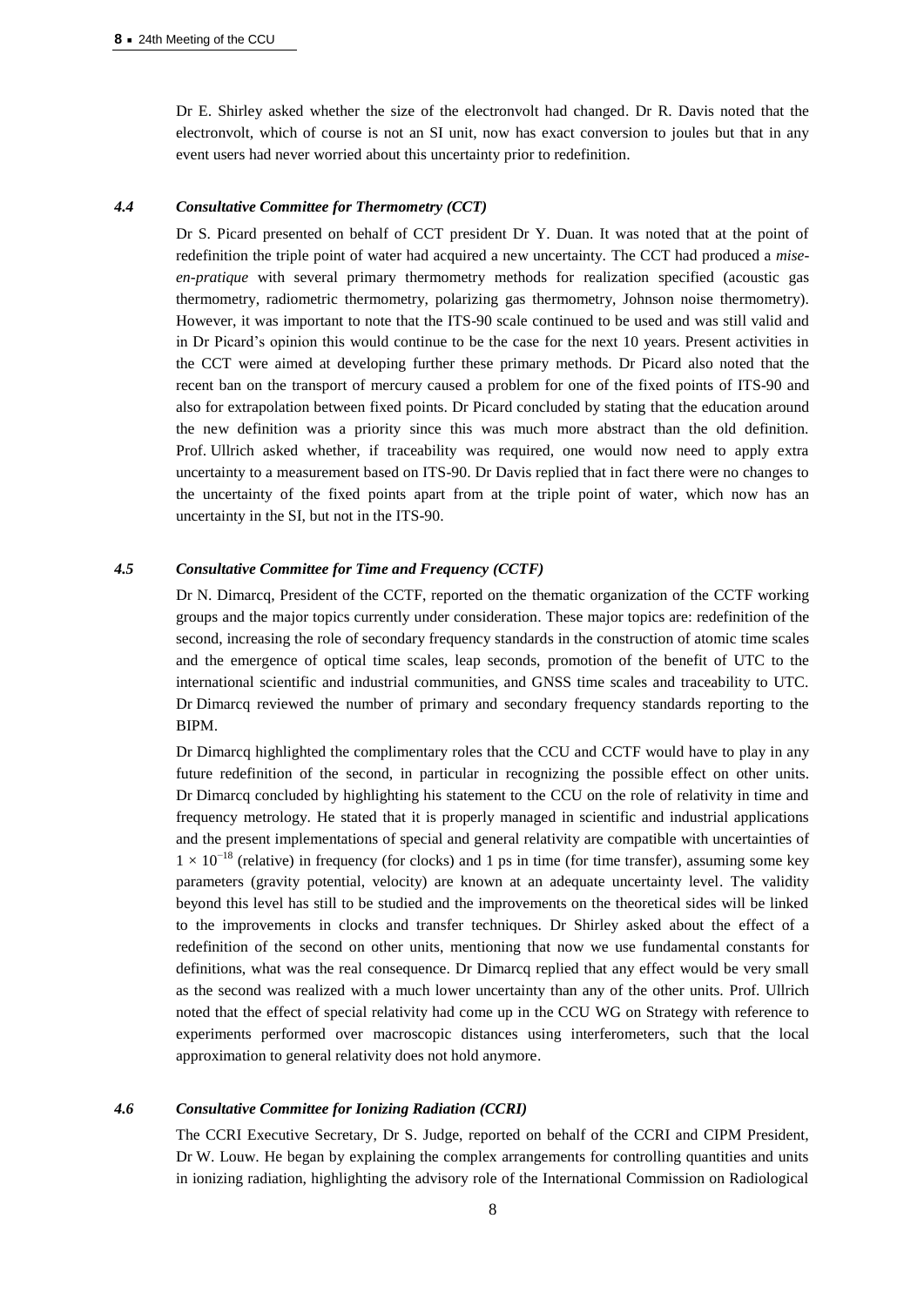Dr E. Shirley asked whether the size of the electronvolt had changed. Dr R. Davis noted that the electronvolt, which of course is not an SI unit, now has exact conversion to joules but that in any event users had never worried about this uncertainty prior to redefinition.

### *4.4 Consultative Committee for Thermometry (CCT)*

Dr S. Picard presented on behalf of CCT president Dr Y. Duan. It was noted that at the point of redefinition the triple point of water had acquired a new uncertainty. The CCT had produced a *mise-en-pratique* with several primary thermometry methods for realization specified (acoustic gas thermometry, radiometric thermometry, polarizing gas thermometry, Johnson noise thermometry). However, it was important to note that the ITS-90 scale continued to be used and was still valid and in Dr Picard's opinion this would continue to be the case for the next 10 years. Present activities in the CCT were aimed at developing further these primary methods. Dr Picard also noted that the recent ban on the transport of mercury caused a problem for one of the fixed points of ITS-90 and also for extrapolation between fixed points. Dr Picard concluded by stating that the education around the new definition was a priority since this was much more abstract than the old definition. Prof. Ullrich asked whether, if traceability was required, one would now need to apply extra uncertainty to a measurement based on ITS-90. Dr Davis replied that in fact there were no changes to the uncertainty of the fixed points apart from at the triple point of water, which now has an uncertainty in the SI, but not in the ITS-90.

### *4.5 Consultative Committee for Time and Frequency (CCTF)*

Dr N. Dimarcq, President of the CCTF, reported on the thematic organization of the CCTF working groups and the major topics currently under consideration. These major topics are: redefinition of the second, increasing the role of secondary frequency standards in the construction of atomic time scales and the emergence of optical time scales, leap seconds, promotion of the benefit of UTC to the international scientific and industrial communities, and GNSS time scales and traceability to UTC. Dr Dimarcq reviewed the number of primary and secondary frequency standards reporting to the BIPM.

Dr Dimarcq highlighted the complimentary roles that the CCU and CCTF would have to play in any future redefinition of the second, in particular in recognizing the possible effect on other units. Dr Dimarcq concluded by highlighting his statement to the CCU on the role of relativity in time and frequency metrology. He stated that it is properly managed in scientific and industrial applications and the present implementations of special and general relativity are compatible with uncertainties of $1 \times 10^{-18}$ (relative) in frequency (for clocks) and 1 ps in time (for time transfer), assuming some key parameters (gravity potential, velocity) are known at an adequate uncertainty level. The validity beyond this level has still to be studied and the improvements on the theoretical sides will be linked to the improvements in clocks and transfer techniques. Dr Shirley asked about the effect of a redefinition of the second on other units, mentioning that now we use fundamental constants for definitions, what was the real consequence. Dr Dimarcq replied that any effect would be very small as the second was realized with a much lower uncertainty than any of the other units. Prof. Ullrich noted that the effect of special relativity had come up in the CCU WG on Strategy with reference to experiments performed over macroscopic distances using interferometers, such that the local approximation to general relativity does not hold anymore.

### *4.6 Consultative Committee for Ionizing Radiation (CCRI)*

The CCRI Executive Secretary, Dr S. Judge, reported on behalf of the CCRI and CIPM President, Dr W. Louw. He began by explaining the complex arrangements for controlling quantities and units in ionizing radiation, highlighting the advisory role of the International Commission on Radiological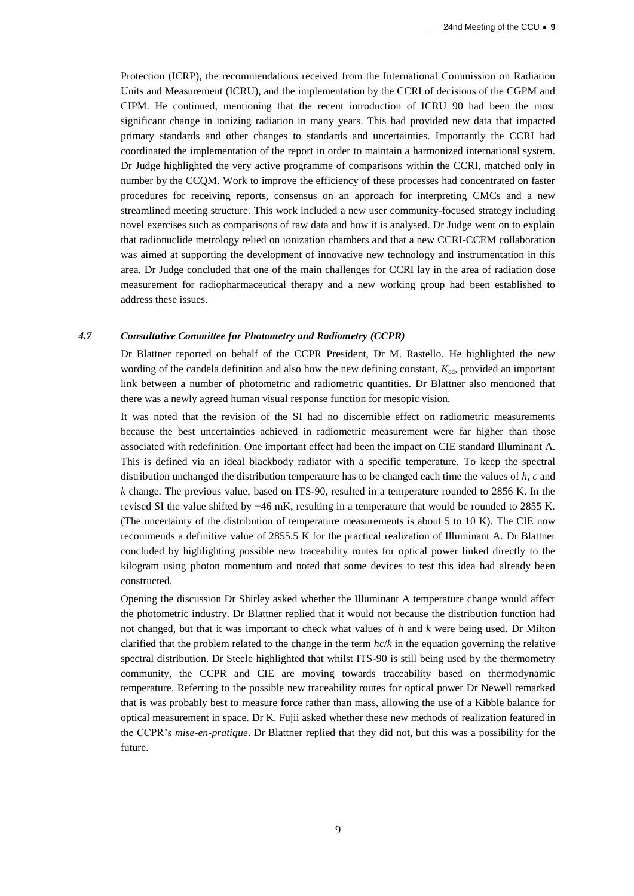Protection (ICRP), the recommendations received from the International Commission on Radiation Units and Measurement (ICRU), and the implementation by the CCRI of decisions of the CGPM and CIPM. He continued, mentioning that the recent introduction of ICRU 90 had been the most significant change in ionizing radiation in many years. This had provided new data that impacted primary standards and other changes to standards and uncertainties. Importantly the CCRI had coordinated the implementation of the report in order to maintain a harmonized international system. Dr Judge highlighted the very active programme of comparisons within the CCRI, matched only in number by the CCQM. Work to improve the efficiency of these processes had concentrated on faster procedures for receiving reports, consensus on an approach for interpreting CMCs and a new streamlined meeting structure. This work included a new user community-focused strategy including novel exercises such as comparisons of raw data and how it is analysed. Dr Judge went on to explain that radionuclide metrology relied on ionization chambers and that a new CCRI-CCEM collaboration was aimed at supporting the development of innovative new technology and instrumentation in this area. Dr Judge concluded that one of the main challenges for CCRI lay in the area of radiation dose measurement for radiopharmaceutical therapy and a new working group had been established to address these issues.

### *4.7 Consultative Committee for Photometry and Radiometry (CCPR)*

Dr Blattner reported on behalf of the CCPR President, Dr M. Rastello. He highlighted the new wording of the candela definition and also how the new defining constant, $K_{cd}$, provided an important link between a number of photometric and radiometric quantities. Dr Blattner also mentioned that there was a newly agreed human visual response function for mesopic vision.

It was noted that the revision of the SI had no discernible effect on radiometric measurements because the best uncertainties achieved in radiometric measurement were far higher than those associated with redefinition. One important effect had been the impact on CIE standard Illuminant A. This is defined via an ideal blackbody radiator with a specific temperature. To keep the spectral distribution unchanged the distribution temperature has to be changed each time the values of $h$, $c$ and $k$ change. The previous value, based on ITS-90, resulted in a temperature rounded to 2856 K. In the revised SI the value shifted by −46 mK, resulting in a temperature that would be rounded to 2855 K. (The uncertainty of the distribution of temperature measurements is about 5 to 10 K). The CIE now recommends a definitive value of 2855.5 K for the practical realization of Illuminant A. Dr Blattner concluded by highlighting possible new traceability routes for optical power linked directly to the kilogram using photon momentum and noted that some devices to test this idea had already been constructed.

Opening the discussion Dr Shirley asked whether the Illuminant A temperature change would affect the photometric industry. Dr Blattner replied that it would not because the distribution function had not changed, but that it was important to check what values of $h$ and $k$ were being used. Dr Milton clarified that the problem related to the change in the term $hc/k$ in the equation governing the relative spectral distribution. Dr Steele highlighted that whilst ITS-90 is still being used by the thermometry community, the CCPR and CIE are moving towards traceability based on thermodynamic temperature. Referring to the possible new traceability routes for optical power Dr Newell remarked that is was probably best to measure force rather than mass, allowing the use of a Kibble balance for optical measurement in space. Dr K. Fujii asked whether these new methods of realization featured in the CCPR's *mise-en-pratique*. Dr Blattner replied that they did not, but this was a possibility for the future.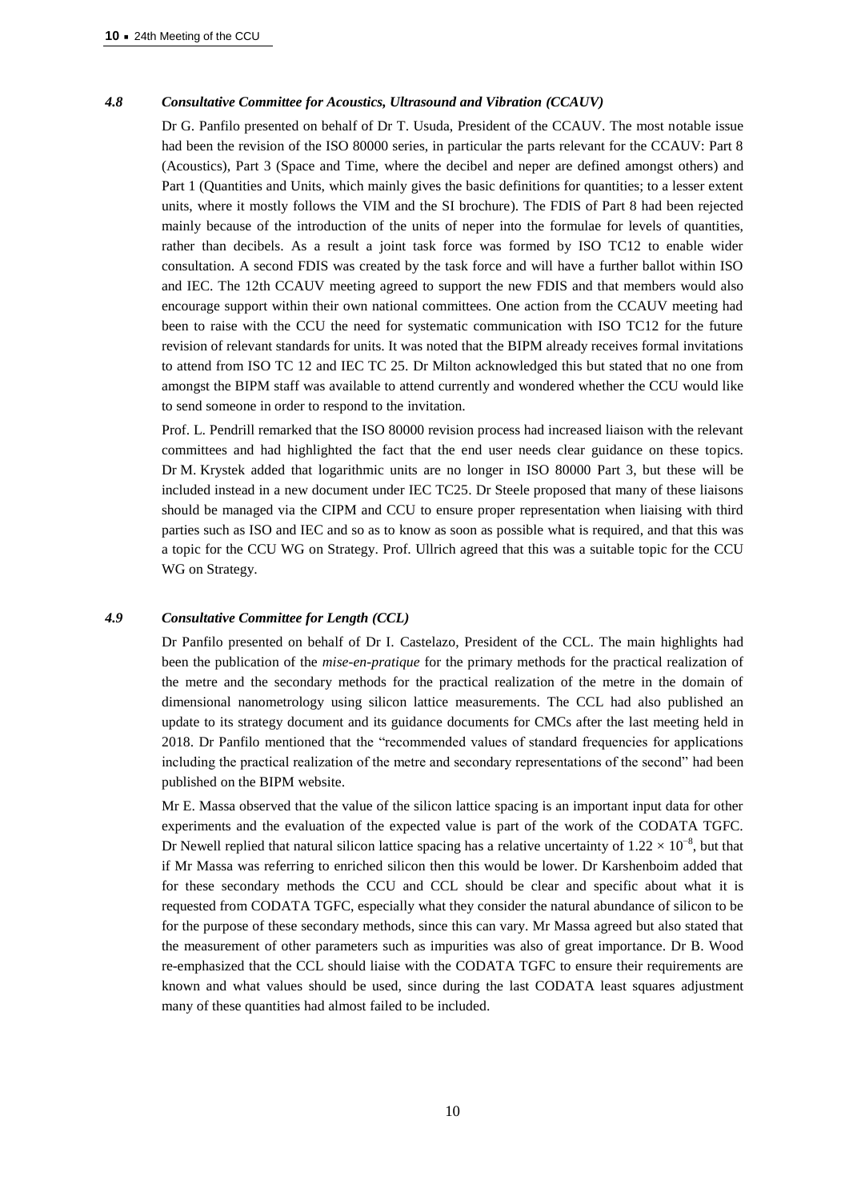### *4.8 Consultative Committee for Acoustics, Ultrasound and Vibration (CCAUV)*

Dr G. Panfilo presented on behalf of Dr T. Usuda, President of the CCAUV. The most notable issue had been the revision of the ISO 80000 series, in particular the parts relevant for the CCAUV: Part 8 (Acoustics), Part 3 (Space and Time, where the decibel and neper are defined amongst others) and Part 1 (Quantities and Units, which mainly gives the basic definitions for quantities; to a lesser extent units, where it mostly follows the VIM and the SI brochure). The FDIS of Part 8 had been rejected mainly because of the introduction of the units of neper into the formulae for levels of quantities, rather than decibels. As a result a joint task force was formed by ISO TC12 to enable wider consultation. A second FDIS was created by the task force and will have a further ballot within ISO and IEC. The 12th CCAUV meeting agreed to support the new FDIS and that members would also encourage support within their own national committees. One action from the CCAUV meeting had been to raise with the CCU the need for systematic communication with ISO TC12 for the future revision of relevant standards for units. It was noted that the BIPM already receives formal invitations to attend from ISO TC 12 and IEC TC 25. Dr Milton acknowledged this but stated that no one from amongst the BIPM staff was available to attend currently and wondered whether the CCU would like to send someone in order to respond to the invitation.

Prof. L. Pendrill remarked that the ISO 80000 revision process had increased liaison with the relevant committees and had highlighted the fact that the end user needs clear guidance on these topics. Dr M. Krystek added that logarithmic units are no longer in ISO 80000 Part 3, but these will be included instead in a new document under IEC TC25. Dr Steele proposed that many of these liaisons should be managed via the CIPM and CCU to ensure proper representation when liaising with third parties such as ISO and IEC and so as to know as soon as possible what is required, and that this was a topic for the CCU WG on Strategy. Prof. Ullrich agreed that this was a suitable topic for the CCU WG on Strategy.

### *4.9 Consultative Committee for Length (CCL)*

Dr Panfilo presented on behalf of Dr I. Castelazo, President of the CCL. The main highlights had been the publication of the *mise-en-pratique* for the primary methods for the practical realization of the metre and the secondary methods for the practical realization of the metre in the domain of dimensional nanometrology using silicon lattice measurements. The CCL had also published an update to its strategy document and its guidance documents for CMCs after the last meeting held in 2018. Dr Panfilo mentioned that the "recommended values of standard frequencies for applications including the practical realization of the metre and secondary representations of the second" had been published on the BIPM website.

Mr E. Massa observed that the value of the silicon lattice spacing is an important input data for other experiments and the evaluation of the expected value is part of the work of the CODATA TGFC. Dr Newell replied that natural silicon lattice spacing has a relative uncertainty of $1.22 \times 10^{-8}$, but that if Mr Massa was referring to enriched silicon then this would be lower. Dr Karshenboim added that for these secondary methods the CCU and CCL should be clear and specific about what it is requested from CODATA TGFC, especially what they consider the natural abundance of silicon to be for the purpose of these secondary methods, since this can vary. Mr Massa agreed but also stated that the measurement of other parameters such as impurities was also of great importance. Dr B. Wood re-emphasized that the CCL should liaise with the CODATA TGFC to ensure their requirements are known and what values should be used, since during the last CODATA least squares adjustment many of these quantities had almost failed to be included.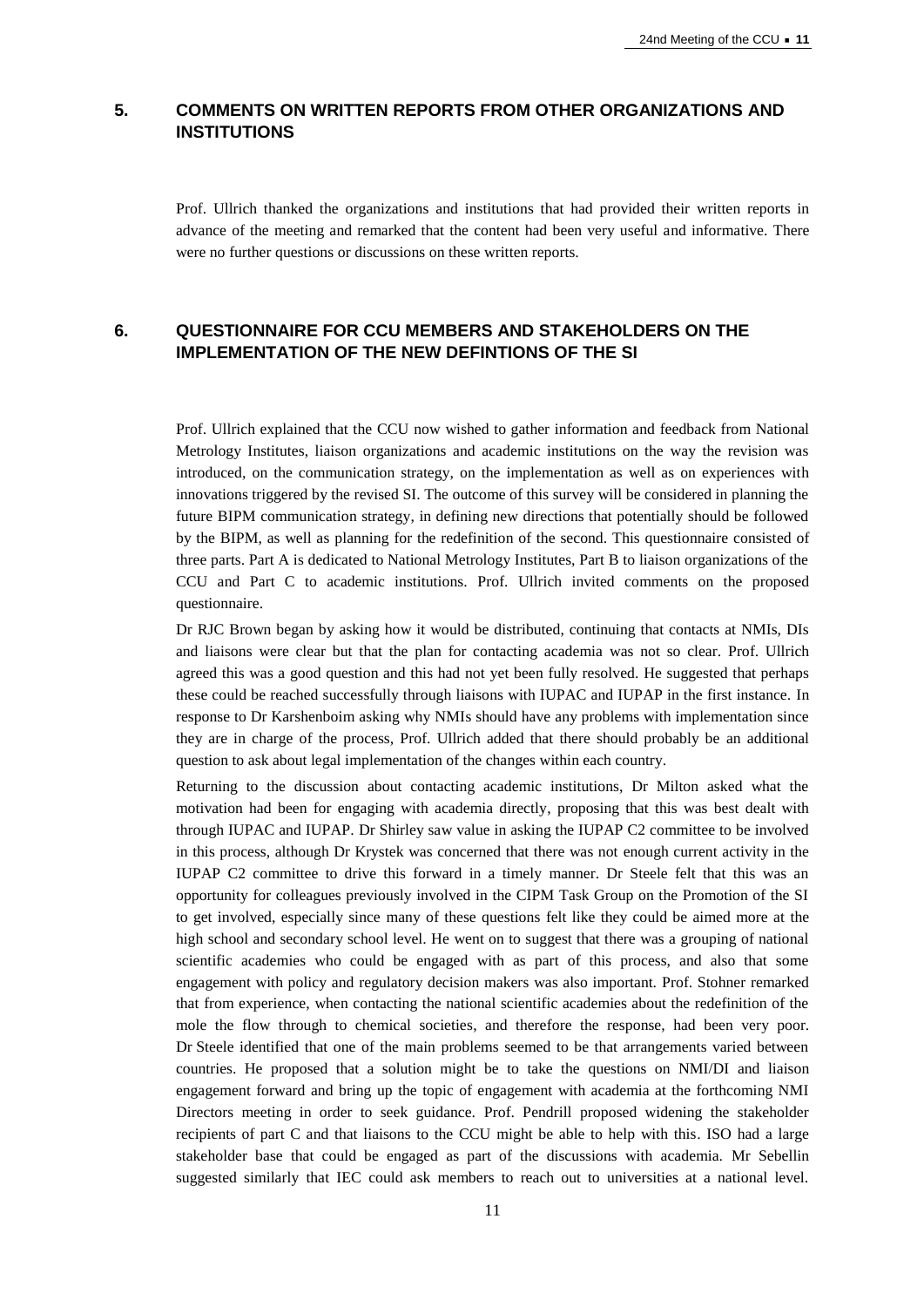## 5. COMMENTS ON WRITTEN REPORTS FROM OTHER ORGANIZATIONS AND INSTITUTIONS

Prof. Ullrich thanked the organizations and institutions that had provided their written reports in advance of the meeting and remarked that the content had been very useful and informative. There were no further questions or discussions on these written reports.

## 6. QUESTIONNAIRE FOR CCU MEMBERS AND STAKEHOLDERS ON THE IMPLEMENTATION OF THE NEW DEFINTIONS OF THE SI

Prof. Ullrich explained that the CCU now wished to gather information and feedback from National Metrology Institutes, liaison organizations and academic institutions on the way the revision was introduced, on the communication strategy, on the implementation as well as on experiences with innovations triggered by the revised SI. The outcome of this survey will be considered in planning the future BIPM communication strategy, in defining new directions that potentially should be followed by the BIPM, as well as planning for the redefinition of the second. This questionnaire consisted of three parts. Part A is dedicated to National Metrology Institutes, Part B to liaison organizations of the CCU and Part C to academic institutions. Prof. Ullrich invited comments on the proposed questionnaire.

Dr RJC Brown began by asking how it would be distributed, continuing that contacts at NMIs, DIs and liaisons were clear but that the plan for contacting academia was not so clear. Prof. Ullrich agreed this was a good question and this had not yet been fully resolved. He suggested that perhaps these could be reached successfully through liaisons with IUPAC and IUPAP in the first instance. In response to Dr Karshenboim asking why NMIs should have any problems with implementation since they are in charge of the process, Prof. Ullrich added that there should probably be an additional question to ask about legal implementation of the changes within each country.

Returning to the discussion about contacting academic institutions, Dr Milton asked what the motivation had been for engaging with academia directly, proposing that this was best dealt with through IUPAC and IUPAP. Dr Shirley saw value in asking the IUPAP C2 committee to be involved in this process, although Dr Krystek was concerned that there was not enough current activity in the IUPAP C2 committee to drive this forward in a timely manner. Dr Steele felt that this was an opportunity for colleagues previously involved in the CIPM Task Group on the Promotion of the SI to get involved, especially since many of these questions felt like they could be aimed more at the high school and secondary school level. He went on to suggest that there was a grouping of national scientific academies who could be engaged with as part of this process, and also that some engagement with policy and regulatory decision makers was also important. Prof. Stohner remarked that from experience, when contacting the national scientific academies about the redefinition of the mole the flow through to chemical societies, and therefore the response, had been very poor. Dr Steele identified that one of the main problems seemed to be that arrangements varied between countries. He proposed that a solution might be to take the questions on NMI/DI and liaison engagement forward and bring up the topic of engagement with academia at the forthcoming NMI Directors meeting in order to seek guidance. Prof. Pendrill proposed widening the stakeholder recipients of part C and that liaisons to the CCU might be able to help with this. ISO had a large stakeholder base that could be engaged as part of the discussions with academia. Mr Sebellin suggested similarly that IEC could ask members to reach out to universities at a national level.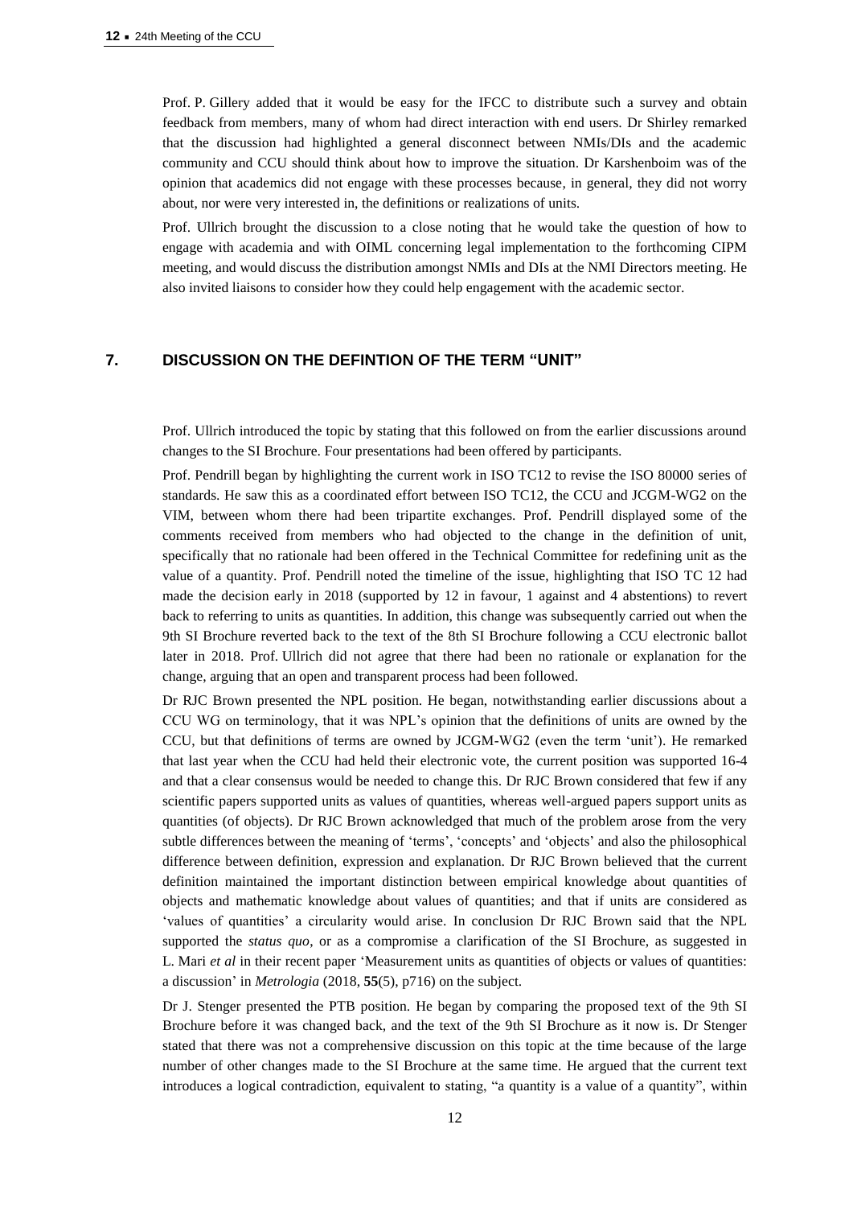Prof. P. Gillery added that it would be easy for the IFCC to distribute such a survey and obtain feedback from members, many of whom had direct interaction with end users. Dr Shirley remarked that the discussion had highlighted a general disconnect between NMIs/DIs and the academic community and CCU should think about how to improve the situation. Dr Karshenboim was of the opinion that academics did not engage with these processes because, in general, they did not worry about, nor were very interested in, the definitions or realizations of units.

Prof. Ullrich brought the discussion to a close noting that he would take the question of how to engage with academia and with OIML concerning legal implementation to the forthcoming CIPM meeting, and would discuss the distribution amongst NMIs and DIs at the NMI Directors meeting. He also invited liaisons to consider how they could help engagement with the academic sector.

## 7. DISCUSSION ON THE DEFINTION OF THE TERM "UNIT"

Prof. Ullrich introduced the topic by stating that this followed on from the earlier discussions around changes to the SI Brochure. Four presentations had been offered by participants.

Prof. Pendrill began by highlighting the current work in ISO TC12 to revise the ISO 80000 series of standards. He saw this as a coordinated effort between ISO TC12, the CCU and JCGM-WG2 on the VIM, between whom there had been tripartite exchanges. Prof. Pendrill displayed some of the comments received from members who had objected to the change in the definition of unit, specifically that no rationale had been offered in the Technical Committee for redefining unit as the value of a quantity. Prof. Pendrill noted the timeline of the issue, highlighting that ISO TC 12 had made the decision early in 2018 (supported by 12 in favour, 1 against and 4 abstentions) to revert back to referring to units as quantities. In addition, this change was subsequently carried out when the 9th SI Brochure reverted back to the text of the 8th SI Brochure following a CCU electronic ballot later in 2018. Prof. Ullrich did not agree that there had been no rationale or explanation for the change, arguing that an open and transparent process had been followed.

Dr RJC Brown presented the NPL position. He began, notwithstanding earlier discussions about a CCU WG on terminology, that it was NPL's opinion that the definitions of units are owned by the CCU, but that definitions of terms are owned by JCGM-WG2 (even the term 'unit'). He remarked that last year when the CCU had held their electronic vote, the current position was supported 16-4 and that a clear consensus would be needed to change this. Dr RJC Brown considered that few if any scientific papers supported units as values of quantities, whereas well-argued papers support units as quantities (of objects). Dr RJC Brown acknowledged that much of the problem arose from the very subtle differences between the meaning of 'terms', 'concepts' and 'objects' and also the philosophical difference between definition, expression and explanation. Dr RJC Brown believed that the current definition maintained the important distinction between empirical knowledge about quantities of objects and mathematic knowledge about values of quantities; and that if units are considered as 'values of quantities' a circularity would arise. In conclusion Dr RJC Brown said that the NPL supported the *status quo*, or as a compromise a clarification of the SI Brochure, as suggested in L. Mari *et al* in their recent paper 'Measurement units as quantities of objects or values of quantities: a discussion' in *Metrologia* (2018, **55**(5), p716) on the subject.

Dr J. Stenger presented the PTB position. He began by comparing the proposed text of the 9th SI Brochure before it was changed back, and the text of the 9th SI Brochure as it now is. Dr Stenger stated that there was not a comprehensive discussion on this topic at the time because of the large number of other changes made to the SI Brochure at the same time. He argued that the current text introduces a logical contradiction, equivalent to stating, "a quantity is a value of a quantity", within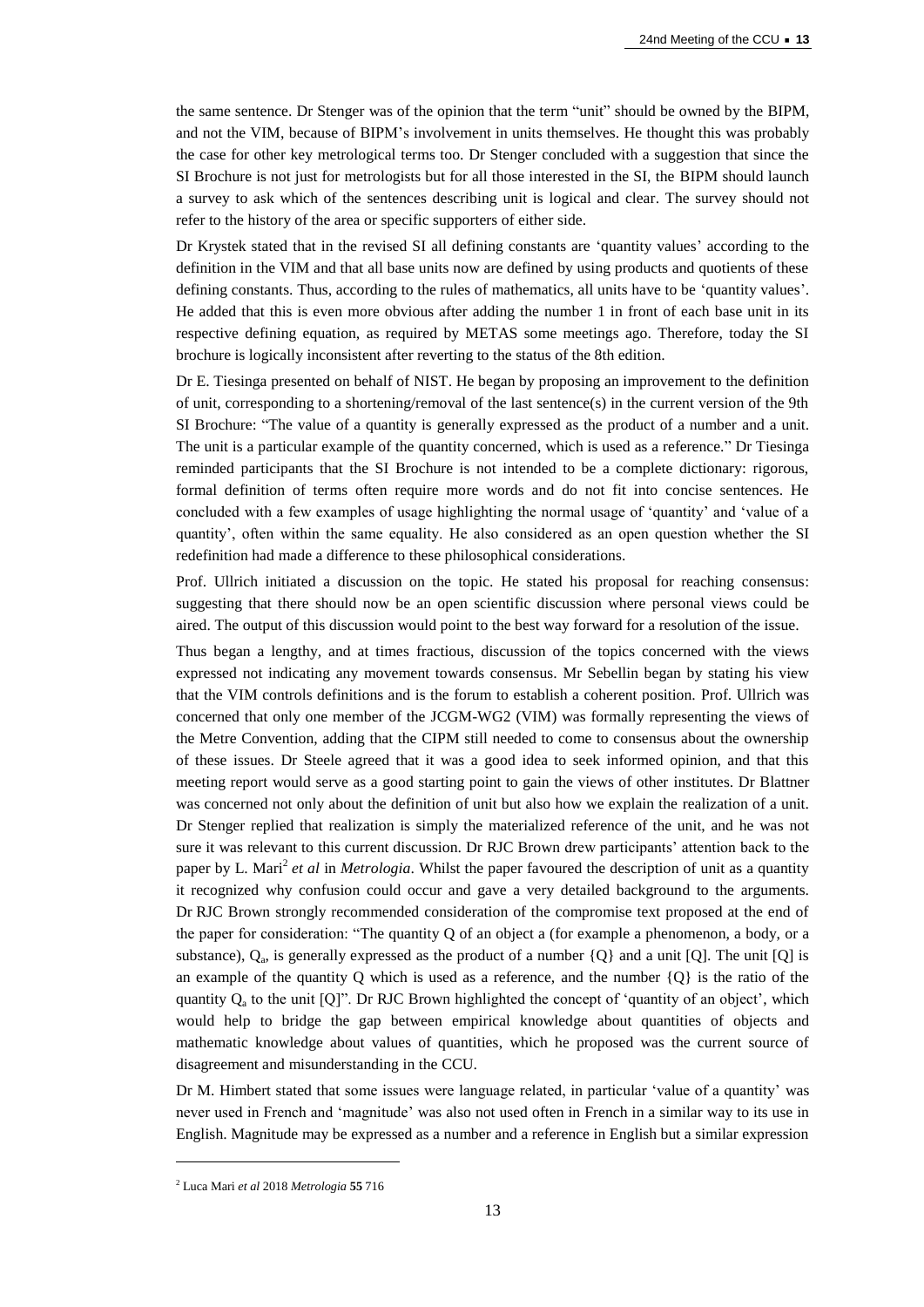the same sentence. Dr Stenger was of the opinion that the term "unit" should be owned by the BIPM, and not the VIM, because of BIPM's involvement in units themselves. He thought this was probably the case for other key metrological terms too. Dr Stenger concluded with a suggestion that since the SI Brochure is not just for metrologists but for all those interested in the SI, the BIPM should launch a survey to ask which of the sentences describing unit is logical and clear. The survey should not refer to the history of the area or specific supporters of either side.

Dr Krystek stated that in the revised SI all defining constants are 'quantity values' according to the definition in the VIM and that all base units now are defined by using products and quotients of these defining constants. Thus, according to the rules of mathematics, all units have to be 'quantity values'. He added that this is even more obvious after adding the number 1 in front of each base unit in its respective defining equation, as required by METAS some meetings ago. Therefore, today the SI brochure is logically inconsistent after reverting to the status of the 8th edition.

Dr E. Tiesinga presented on behalf of NIST. He began by proposing an improvement to the definition of unit, corresponding to a shortening/removal of the last sentence(s) in the current version of the 9th SI Brochure: "The value of a quantity is generally expressed as the product of a number and a unit. The unit is a particular example of the quantity concerned, which is used as a reference." Dr Tiesinga reminded participants that the SI Brochure is not intended to be a complete dictionary: rigorous, formal definition of terms often require more words and do not fit into concise sentences. He concluded with a few examples of usage highlighting the normal usage of 'quantity' and 'value of a quantity', often within the same equality. He also considered as an open question whether the SI redefinition had made a difference to these philosophical considerations.

Prof. Ullrich initiated a discussion on the topic. He stated his proposal for reaching consensus: suggesting that there should now be an open scientific discussion where personal views could be aired. The output of this discussion would point to the best way forward for a resolution of the issue.

Thus began a lengthy, and at times fractious, discussion of the topics concerned with the views expressed not indicating any movement towards consensus. Mr Sebellin began by stating his view that the VIM controls definitions and is the forum to establish a coherent position. Prof. Ullrich was concerned that only one member of the JCGM-WG2 (VIM) was formally representing the views of the Metre Convention, adding that the CIPM still needed to come to consensus about the ownership of these issues. Dr Steele agreed that it was a good idea to seek informed opinion, and that this meeting report would serve as a good starting point to gain the views of other institutes. Dr Blattner was concerned not only about the definition of unit but also how we explain the realization of a unit. Dr Stenger replied that realization is simply the materialized reference of the unit, and he was not sure it was relevant to this current discussion. Dr RJC Brown drew participants' attention back to the paper by L. Mari[2] *et al* in *Metrologia*. Whilst the paper favoured the description of unit as a quantity it recognized why confusion could occur and gave a very detailed background to the arguments. Dr RJC Brown strongly recommended consideration of the compromise text proposed at the end of the paper for consideration: "The quantity Q of an object a (for example a phenomenon, a body, or a substance), $Q_a$, is generally expressed as the product of a number {Q} and a unit [Q]. The unit [Q] is an example of the quantity Q which is used as a reference, and the number {Q} is the ratio of the quantity $Q_a$ to the unit [Q]". Dr RJC Brown highlighted the concept of 'quantity of an object', which would help to bridge the gap between empirical knowledge about quantities of objects and mathematic knowledge about values of quantities, which he proposed was the current source of disagreement and misunderstanding in the CCU.

Dr M. Himbert stated that some issues were language related, in particular 'value of a quantity' was never used in French and 'magnitude' was also not used often in French in a similar way to its use in English. Magnitude may be expressed as a number and a reference in English but a similar expression

---

[2] Luca Mari *et al* 2018 *Metrologia* **55** 716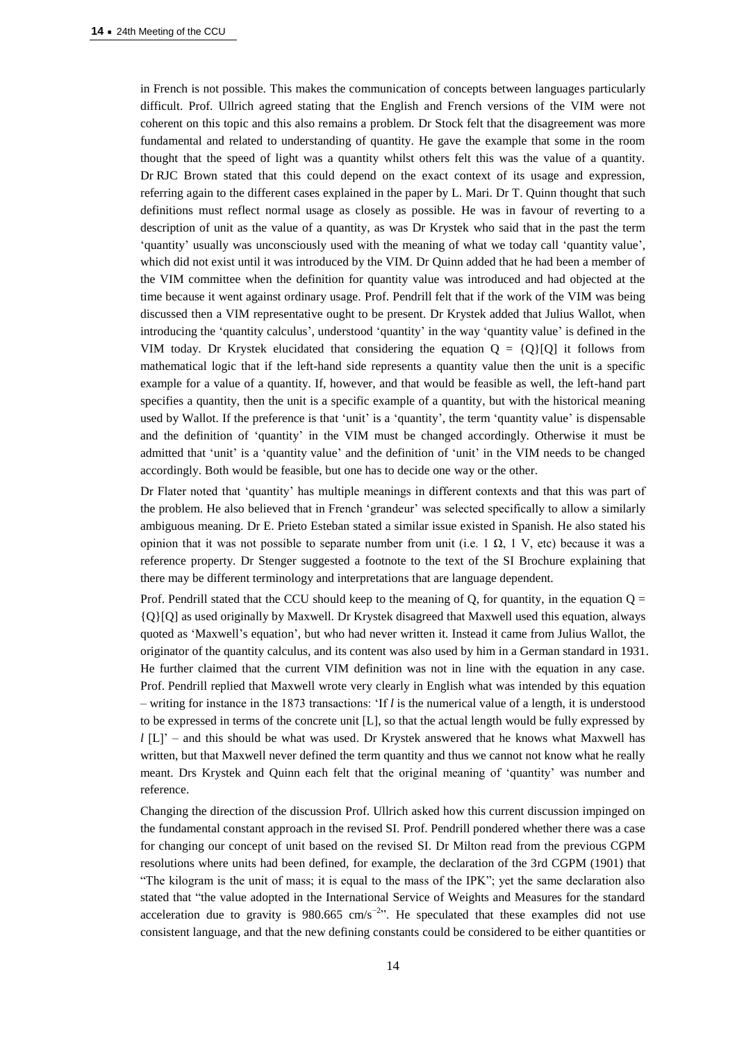in French is not possible. This makes the communication of concepts between languages particularly difficult. Prof. Ullrich agreed stating that the English and French versions of the VIM were not coherent on this topic and this also remains a problem. Dr Stock felt that the disagreement was more fundamental and related to understanding of quantity. He gave the example that some in the room thought that the speed of light was a quantity whilst others felt this was the value of a quantity. Dr RJC Brown stated that this could depend on the exact context of its usage and expression, referring again to the different cases explained in the paper by L. Mari. Dr T. Quinn thought that such definitions must reflect normal usage as closely as possible. He was in favour of reverting to a description of unit as the value of a quantity, as was Dr Krystek who said that in the past the term 'quantity' usually was unconsciously used with the meaning of what we today call 'quantity value', which did not exist until it was introduced by the VIM. Dr Quinn added that he had been a member of the VIM committee when the definition for quantity value was introduced and had objected at the time because it went against ordinary usage. Prof. Pendrill felt that if the work of the VIM was being discussed then a VIM representative ought to be present. Dr Krystek added that Julius Wallot, when introducing the 'quantity calculus', understood 'quantity' in the way 'quantity value' is defined in the VIM today. Dr Krystek elucidated that considering the equation $Q = \{Q\}[Q]$ it follows from mathematical logic that if the left-hand side represents a quantity value then the unit is a specific example for a value of a quantity. If, however, and that would be feasible as well, the left-hand part specifies a quantity, then the unit is a specific example of a quantity, but with the historical meaning used by Wallot. If the preference is that 'unit' is a 'quantity', the term 'quantity value' is dispensable and the definition of 'quantity' in the VIM must be changed accordingly. Otherwise it must be admitted that 'unit' is a 'quantity value' and the definition of 'unit' in the VIM needs to be changed accordingly. Both would be feasible, but one has to decide one way or the other.

Dr Flater noted that 'quantity' has multiple meanings in different contexts and that this was part of the problem. He also believed that in French 'grandeur' was selected specifically to allow a similarly ambiguous meaning. Dr E. Prieto Esteban stated a similar issue existed in Spanish. He also stated his opinion that it was not possible to separate number from unit (i.e. 1 Ω, 1 V, etc) because it was a reference property. Dr Stenger suggested a footnote to the text of the SI Brochure explaining that there may be different terminology and interpretations that are language dependent.

Prof. Pendrill stated that the CCU should keep to the meaning of Q, for quantity, in the equation $Q = \{Q\}[Q]$ as used originally by Maxwell. Dr Krystek disagreed that Maxwell used this equation, always quoted as 'Maxwell's equation', but who had never written it. Instead it came from Julius Wallot, the originator of the quantity calculus, and its content was also used by him in a German standard in 1931. He further claimed that the current VIM definition was not in line with the equation in any case. Prof. Pendrill replied that Maxwell wrote very clearly in English what was intended by this equation – writing for instance in the 1873 transactions: 'If *l* is the numerical value of a length, it is understood to be expressed in terms of the concrete unit [L], so that the actual length would be fully expressed by *l* [L]' – and this should be what was used. Dr Krystek answered that he knows what Maxwell has written, but that Maxwell never defined the term quantity and thus we cannot not know what he really meant. Drs Krystek and Quinn each felt that the original meaning of 'quantity' was number and reference.

Changing the direction of the discussion Prof. Ullrich asked how this current discussion impinged on the fundamental constant approach in the revised SI. Prof. Pendrill pondered whether there was a case for changing our concept of unit based on the revised SI. Dr Milton read from the previous CGPM resolutions where units had been defined, for example, the declaration of the 3rd CGPM (1901) that "The kilogram is the unit of mass; it is equal to the mass of the IPK"; yet the same declaration also stated that "the value adopted in the International Service of Weights and Measures for the standard acceleration due to gravity is 980.665 cm/s$^{-2}$". He speculated that these examples did not use consistent language, and that the new defining constants could be considered to be either quantities or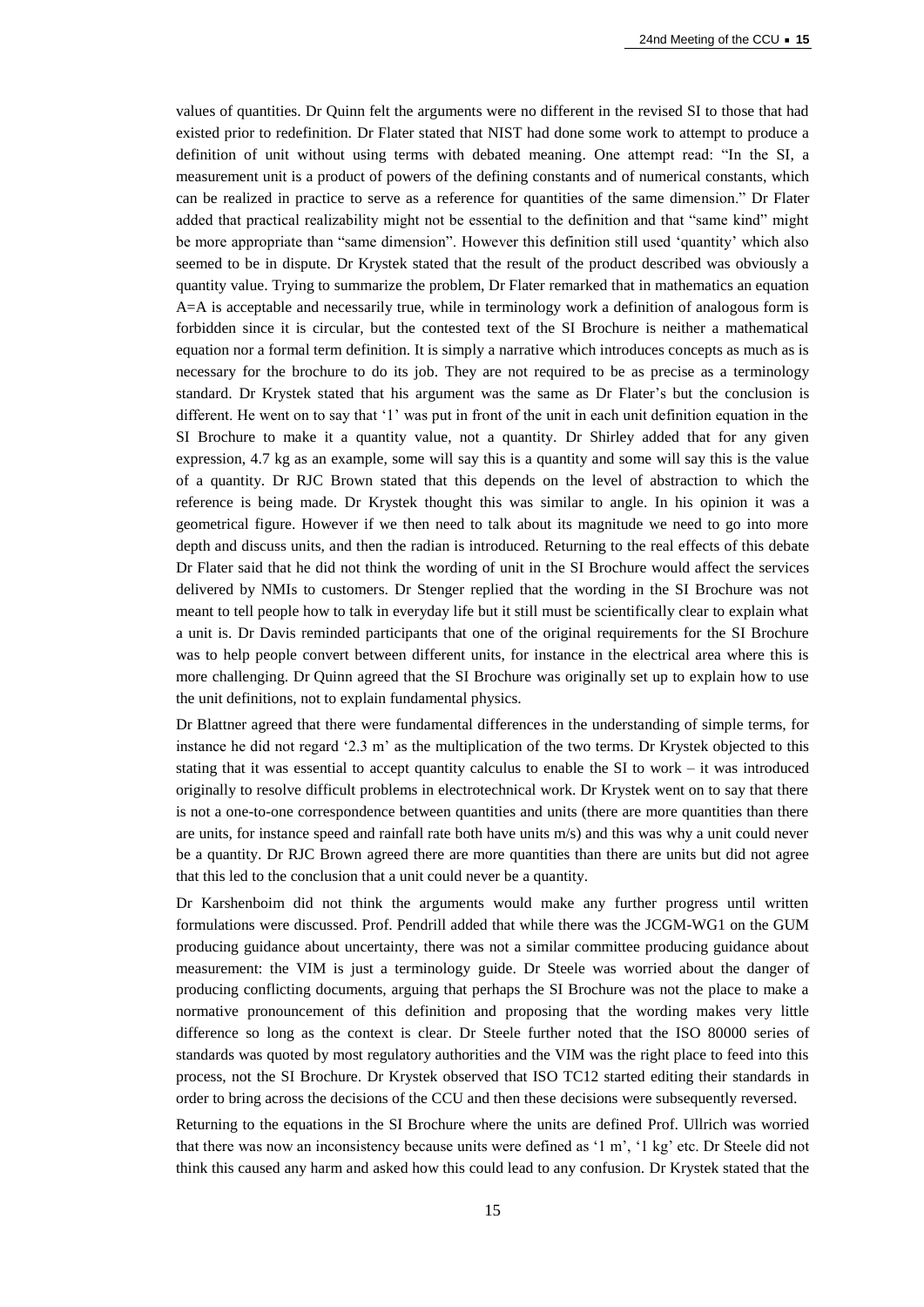values of quantities. Dr Quinn felt the arguments were no different in the revised SI to those that had existed prior to redefinition. Dr Flater stated that NIST had done some work to attempt to produce a definition of unit without using terms with debated meaning. One attempt read: "In the SI, a measurement unit is a product of powers of the defining constants and of numerical constants, which can be realized in practice to serve as a reference for quantities of the same dimension." Dr Flater added that practical realizability might not be essential to the definition and that "same kind" might be more appropriate than "same dimension". However this definition still used 'quantity' which also seemed to be in dispute. Dr Krystek stated that the result of the product described was obviously a quantity value. Trying to summarize the problem, Dr Flater remarked that in mathematics an equation A=A is acceptable and necessarily true, while in terminology work a definition of analogous form is forbidden since it is circular, but the contested text of the SI Brochure is neither a mathematical equation nor a formal term definition. It is simply a narrative which introduces concepts as much as is necessary for the brochure to do its job. They are not required to be as precise as a terminology standard. Dr Krystek stated that his argument was the same as Dr Flater's but the conclusion is different. He went on to say that '1' was put in front of the unit in each unit definition equation in the SI Brochure to make it a quantity value, not a quantity. Dr Shirley added that for any given expression, 4.7 kg as an example, some will say this is a quantity and some will say this is the value of a quantity. Dr RJC Brown stated that this depends on the level of abstraction to which the reference is being made. Dr Krystek thought this was similar to angle. In his opinion it was a geometrical figure. However if we then need to talk about its magnitude we need to go into more depth and discuss units, and then the radian is introduced. Returning to the real effects of this debate Dr Flater said that he did not think the wording of unit in the SI Brochure would affect the services delivered by NMIs to customers. Dr Stenger replied that the wording in the SI Brochure was not meant to tell people how to talk in everyday life but it still must be scientifically clear to explain what a unit is. Dr Davis reminded participants that one of the original requirements for the SI Brochure was to help people convert between different units, for instance in the electrical area where this is more challenging. Dr Quinn agreed that the SI Brochure was originally set up to explain how to use the unit definitions, not to explain fundamental physics.

Dr Blattner agreed that there were fundamental differences in the understanding of simple terms, for instance he did not regard '2.3 m' as the multiplication of the two terms. Dr Krystek objected to this stating that it was essential to accept quantity calculus to enable the SI to work – it was introduced originally to resolve difficult problems in electrotechnical work. Dr Krystek went on to say that there is not a one-to-one correspondence between quantities and units (there are more quantities than there are units, for instance speed and rainfall rate both have units m/s) and this was why a unit could never be a quantity. Dr RJC Brown agreed there are more quantities than there are units but did not agree that this led to the conclusion that a unit could never be a quantity.

Dr Karshenboim did not think the arguments would make any further progress until written formulations were discussed. Prof. Pendrill added that while there was the JCGM-WG1 on the GUM producing guidance about uncertainty, there was not a similar committee producing guidance about measurement: the VIM is just a terminology guide. Dr Steele was worried about the danger of producing conflicting documents, arguing that perhaps the SI Brochure was not the place to make a normative pronouncement of this definition and proposing that the wording makes very little difference so long as the context is clear. Dr Steele further noted that the ISO 80000 series of standards was quoted by most regulatory authorities and the VIM was the right place to feed into this process, not the SI Brochure. Dr Krystek observed that ISO TC12 started editing their standards in order to bring across the decisions of the CCU and then these decisions were subsequently reversed.

Returning to the equations in the SI Brochure where the units are defined Prof. Ullrich was worried that there was now an inconsistency because units were defined as '1 m', '1 kg' etc. Dr Steele did not think this caused any harm and asked how this could lead to any confusion. Dr Krystek stated that the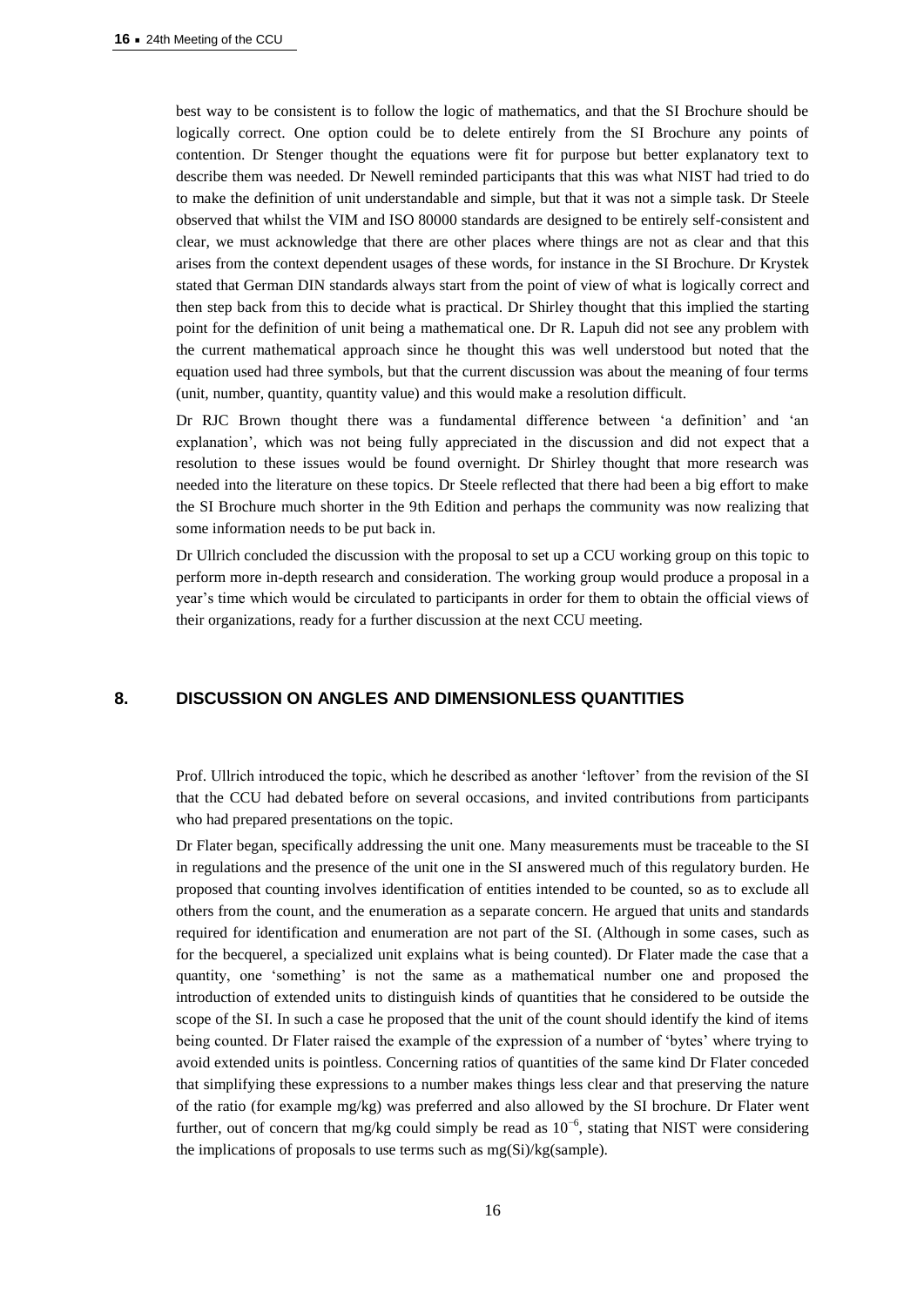best way to be consistent is to follow the logic of mathematics, and that the SI Brochure should be logically correct. One option could be to delete entirely from the SI Brochure any points of contention. Dr Stenger thought the equations were fit for purpose but better explanatory text to describe them was needed. Dr Newell reminded participants that this was what NIST had tried to do to make the definition of unit understandable and simple, but that it was not a simple task. Dr Steele observed that whilst the VIM and ISO 80000 standards are designed to be entirely self-consistent and clear, we must acknowledge that there are other places where things are not as clear and that this arises from the context dependent usages of these words, for instance in the SI Brochure. Dr Krystek stated that German DIN standards always start from the point of view of what is logically correct and then step back from this to decide what is practical. Dr Shirley thought that this implied the starting point for the definition of unit being a mathematical one. Dr R. Lapuh did not see any problem with the current mathematical approach since he thought this was well understood but noted that the equation used had three symbols, but that the current discussion was about the meaning of four terms (unit, number, quantity, quantity value) and this would make a resolution difficult.

Dr RJC Brown thought there was a fundamental difference between 'a definition' and 'an explanation', which was not being fully appreciated in the discussion and did not expect that a resolution to these issues would be found overnight. Dr Shirley thought that more research was needed into the literature on these topics. Dr Steele reflected that there had been a big effort to make the SI Brochure much shorter in the 9th Edition and perhaps the community was now realizing that some information needs to be put back in.

Dr Ullrich concluded the discussion with the proposal to set up a CCU working group on this topic to perform more in-depth research and consideration. The working group would produce a proposal in a year's time which would be circulated to participants in order for them to obtain the official views of their organizations, ready for a further discussion at the next CCU meeting.

## 8. DISCUSSION ON ANGLES AND DIMENSIONLESS QUANTITIES

Prof. Ullrich introduced the topic, which he described as another 'leftover' from the revision of the SI that the CCU had debated before on several occasions, and invited contributions from participants who had prepared presentations on the topic.

Dr Flater began, specifically addressing the unit one. Many measurements must be traceable to the SI in regulations and the presence of the unit one in the SI answered much of this regulatory burden. He proposed that counting involves identification of entities intended to be counted, so as to exclude all others from the count, and the enumeration as a separate concern. He argued that units and standards required for identification and enumeration are not part of the SI. (Although in some cases, such as for the becquerel, a specialized unit explains what is being counted). Dr Flater made the case that a quantity, one 'something' is not the same as a mathematical number one and proposed the introduction of extended units to distinguish kinds of quantities that he considered to be outside the scope of the SI. In such a case he proposed that the unit of the count should identify the kind of items being counted. Dr Flater raised the example of the expression of a number of 'bytes' where trying to avoid extended units is pointless. Concerning ratios of quantities of the same kind Dr Flater conceded that simplifying these expressions to a number makes things less clear and that preserving the nature of the ratio (for example mg/kg) was preferred and also allowed by the SI brochure. Dr Flater went further, out of concern that mg/kg could simply be read as $10^{-6}$, stating that NIST were considering the implications of proposals to use terms such as mg(Si)/kg(sample).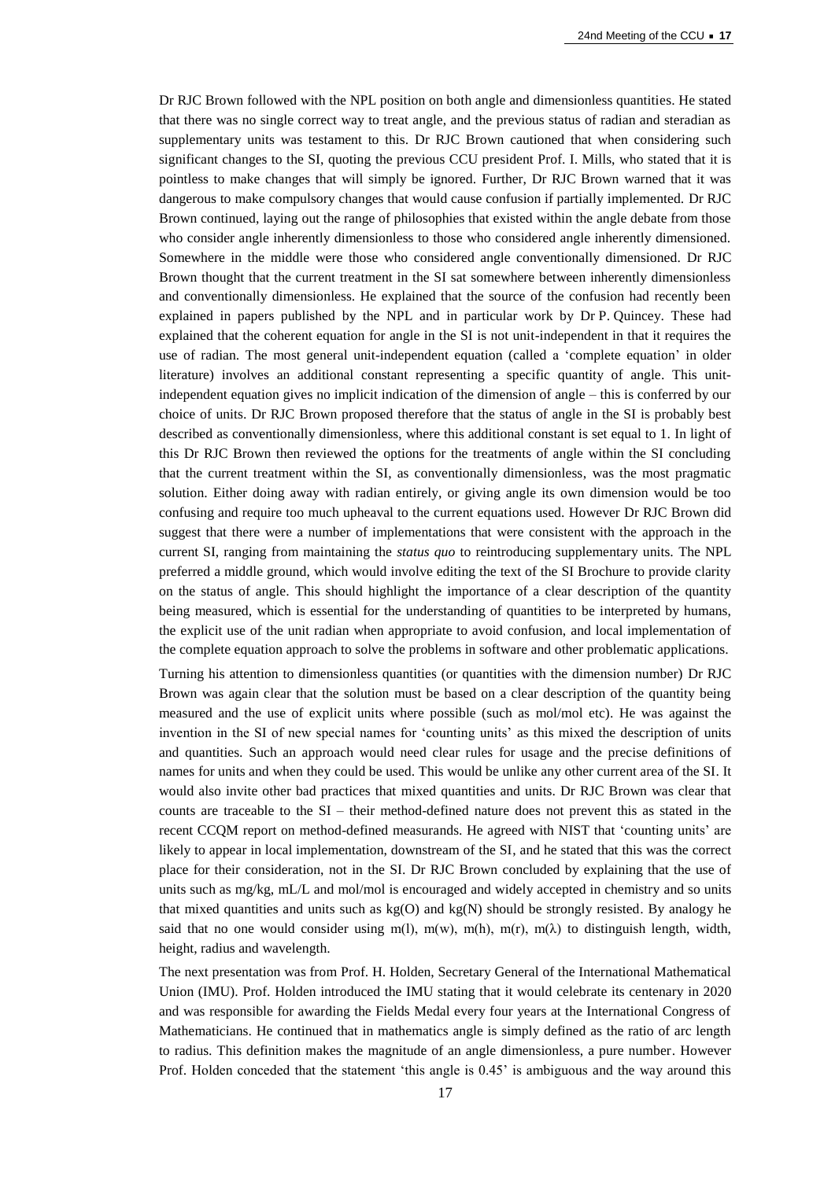Dr RJC Brown followed with the NPL position on both angle and dimensionless quantities. He stated that there was no single correct way to treat angle, and the previous status of radian and steradian as supplementary units was testament to this. Dr RJC Brown cautioned that when considering such significant changes to the SI, quoting the previous CCU president Prof. I. Mills, who stated that it is pointless to make changes that will simply be ignored. Further, Dr RJC Brown warned that it was dangerous to make compulsory changes that would cause confusion if partially implemented. Dr RJC Brown continued, laying out the range of philosophies that existed within the angle debate from those who consider angle inherently dimensionless to those who considered angle inherently dimensioned. Somewhere in the middle were those who considered angle conventionally dimensioned. Dr RJC Brown thought that the current treatment in the SI sat somewhere between inherently dimensionless and conventionally dimensionless. He explained that the source of the confusion had recently been explained in papers published by the NPL and in particular work by Dr P. Quincey. These had explained that the coherent equation for angle in the SI is not unit-independent in that it requires the use of radian. The most general unit-independent equation (called a 'complete equation' in older literature) involves an additional constant representing a specific quantity of angle. This unit-independent equation gives no implicit indication of the dimension of angle – this is conferred by our choice of units. Dr RJC Brown proposed therefore that the status of angle in the SI is probably best described as conventionally dimensionless, where this additional constant is set equal to 1. In light of this Dr RJC Brown then reviewed the options for the treatments of angle within the SI concluding that the current treatment within the SI, as conventionally dimensionless, was the most pragmatic solution. Either doing away with radian entirely, or giving angle its own dimension would be too confusing and require too much upheaval to the current equations used. However Dr RJC Brown did suggest that there were a number of implementations that were consistent with the approach in the current SI, ranging from maintaining the *status quo* to reintroducing supplementary units. The NPL preferred a middle ground, which would involve editing the text of the SI Brochure to provide clarity on the status of angle. This should highlight the importance of a clear description of the quantity being measured, which is essential for the understanding of quantities to be interpreted by humans, the explicit use of the unit radian when appropriate to avoid confusion, and local implementation of the complete equation approach to solve the problems in software and other problematic applications.

Turning his attention to dimensionless quantities (or quantities with the dimension number) Dr RJC Brown was again clear that the solution must be based on a clear description of the quantity being measured and the use of explicit units where possible (such as mol/mol etc). He was against the invention in the SI of new special names for 'counting units' as this mixed the description of units and quantities. Such an approach would need clear rules for usage and the precise definitions of names for units and when they could be used. This would be unlike any other current area of the SI. It would also invite other bad practices that mixed quantities and units. Dr RJC Brown was clear that counts are traceable to the SI – their method-defined nature does not prevent this as stated in the recent CCQM report on method-defined measurands. He agreed with NIST that 'counting units' are likely to appear in local implementation, downstream of the SI, and he stated that this was the correct place for their consideration, not in the SI. Dr RJC Brown concluded by explaining that the use of units such as mg/kg, mL/L and mol/mol is encouraged and widely accepted in chemistry and so units that mixed quantities and units such as kg(O) and kg(N) should be strongly resisted. By analogy he said that no one would consider using m(l), m(w), m(h), m(r), m($\lambda$) to distinguish length, width, height, radius and wavelength.

The next presentation was from Prof. H. Holden, Secretary General of the International Mathematical Union (IMU). Prof. Holden introduced the IMU stating that it would celebrate its centenary in 2020 and was responsible for awarding the Fields Medal every four years at the International Congress of Mathematicians. He continued that in mathematics angle is simply defined as the ratio of arc length to radius. This definition makes the magnitude of an angle dimensionless, a pure number. However Prof. Holden conceded that the statement 'this angle is 0.45' is ambiguous and the way around this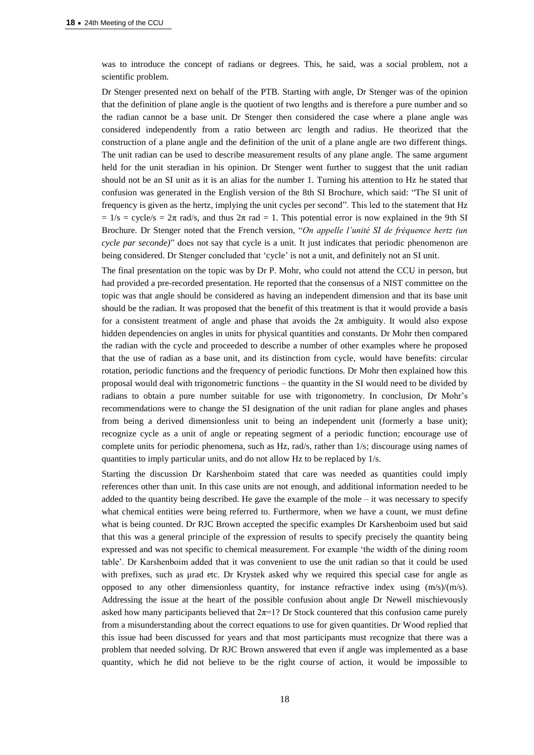was to introduce the concept of radians or degrees. This, he said, was a social problem, not a scientific problem.

Dr Stenger presented next on behalf of the PTB. Starting with angle, Dr Stenger was of the opinion that the definition of plane angle is the quotient of two lengths and is therefore a pure number and so the radian cannot be a base unit. Dr Stenger then considered the case where a plane angle was considered independently from a ratio between arc length and radius. He theorized that the construction of a plane angle and the definition of the unit of a plane angle are two different things. The unit radian can be used to describe measurement results of any plane angle. The same argument held for the unit steradian in his opinion. Dr Stenger went further to suggest that the unit radian should not be an SI unit as it is an alias for the number 1. Turning his attention to Hz he stated that confusion was generated in the English version of the 8th SI Brochure, which said: "The SI unit of frequency is given as the hertz, implying the unit cycles per second". This led to the statement that Hz $= 1/\text{s} = \text{cycle/s} = 2\pi$ rad/s, and thus $2\pi$ rad $= 1$. This potential error is now explained in the 9th SI Brochure. Dr Stenger noted that the French version, "*On appelle l'unité SI de fréquence hertz (un cycle par seconde)*" does not say that cycle is a unit. It just indicates that periodic phenomenon are being considered. Dr Stenger concluded that 'cycle' is not a unit, and definitely not an SI unit.

The final presentation on the topic was by Dr P. Mohr, who could not attend the CCU in person, but had provided a pre-recorded presentation. He reported that the consensus of a NIST committee on the topic was that angle should be considered as having an independent dimension and that its base unit should be the radian. It was proposed that the benefit of this treatment is that it would provide a basis for a consistent treatment of angle and phase that avoids the $2\pi$ ambiguity. It would also expose hidden dependencies on angles in units for physical quantities and constants. Dr Mohr then compared the radian with the cycle and proceeded to describe a number of other examples where he proposed that the use of radian as a base unit, and its distinction from cycle, would have benefits: circular rotation, periodic functions and the frequency of periodic functions. Dr Mohr then explained how this proposal would deal with trigonometric functions – the quantity in the SI would need to be divided by radians to obtain a pure number suitable for use with trigonometry. In conclusion, Dr Mohr's recommendations were to change the SI designation of the unit radian for plane angles and phases from being a derived dimensionless unit to being an independent unit (formerly a base unit); recognize cycle as a unit of angle or repeating segment of a periodic function; encourage use of complete units for periodic phenomena, such as Hz, rad/s, rather than 1/s; discourage using names of quantities to imply particular units, and do not allow Hz to be replaced by 1/s.

Starting the discussion Dr Karshenboim stated that care was needed as quantities could imply references other than unit. In this case units are not enough, and additional information needed to be added to the quantity being described. He gave the example of the mole – it was necessary to specify what chemical entities were being referred to. Furthermore, when we have a count, we must define what is being counted. Dr RJC Brown accepted the specific examples Dr Karshenboim used but said that this was a general principle of the expression of results to specify precisely the quantity being expressed and was not specific to chemical measurement. For example 'the width of the dining room table'. Dr Karshenboim added that it was convenient to use the unit radian so that it could be used with prefixes, such as µrad etc. Dr Krystek asked why we required this special case for angle as opposed to any other dimensionless quantity, for instance refractive index using (m/s)/(m/s). Addressing the issue at the heart of the possible confusion about angle Dr Newell mischievously asked how many participants believed that $2\pi=1$? Dr Stock countered that this confusion came purely from a misunderstanding about the correct equations to use for given quantities. Dr Wood replied that this issue had been discussed for years and that most participants must recognize that there was a problem that needed solving. Dr RJC Brown answered that even if angle was implemented as a base quantity, which he did not believe to be the right course of action, it would be impossible to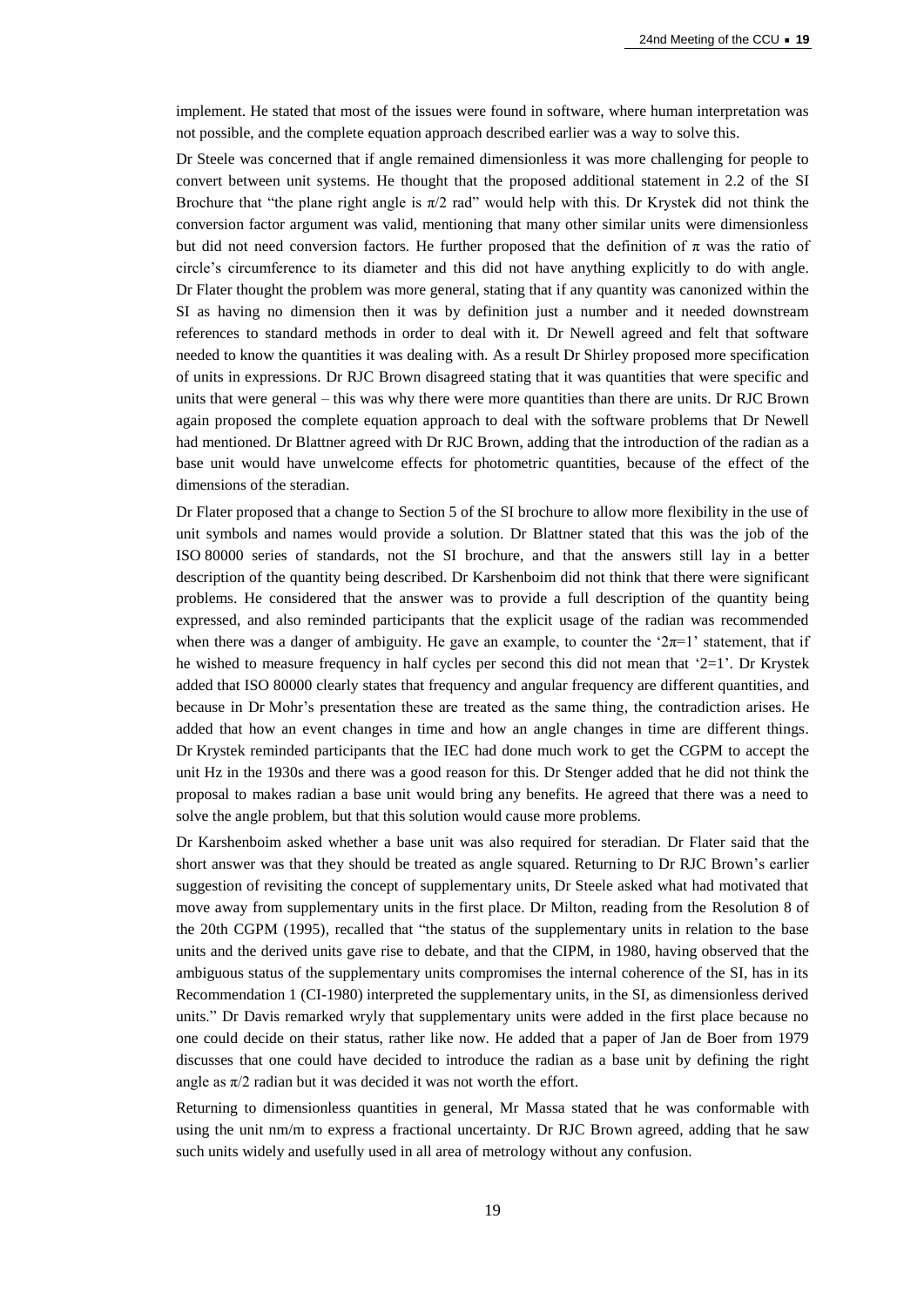implement. He stated that most of the issues were found in software, where human interpretation was not possible, and the complete equation approach described earlier was a way to solve this.

Dr Steele was concerned that if angle remained dimensionless it was more challenging for people to convert between unit systems. He thought that the proposed additional statement in 2.2 of the SI Brochure that "the plane right angle is $\pi/2$ rad" would help with this. Dr Krystek did not think the conversion factor argument was valid, mentioning that many other similar units were dimensionless but did not need conversion factors. He further proposed that the definition of $\pi$ was the ratio of circle's circumference to its diameter and this did not have anything explicitly to do with angle. Dr Flater thought the problem was more general, stating that if any quantity was canonized within the SI as having no dimension then it was by definition just a number and it needed downstream references to standard methods in order to deal with it. Dr Newell agreed and felt that software needed to know the quantities it was dealing with. As a result Dr Shirley proposed more specification of units in expressions. Dr RJC Brown disagreed stating that it was quantities that were specific and units that were general – this was why there were more quantities than there are units. Dr RJC Brown again proposed the complete equation approach to deal with the software problems that Dr Newell had mentioned. Dr Blattner agreed with Dr RJC Brown, adding that the introduction of the radian as a base unit would have unwelcome effects for photometric quantities, because of the effect of the dimensions of the steradian.

Dr Flater proposed that a change to Section 5 of the SI brochure to allow more flexibility in the use of unit symbols and names would provide a solution. Dr Blattner stated that this was the job of the ISO 80000 series of standards, not the SI brochure, and that the answers still lay in a better description of the quantity being described. Dr Karshenboim did not think that there were significant problems. He considered that the answer was to provide a full description of the quantity being expressed, and also reminded participants that the explicit usage of the radian was recommended when there was a danger of ambiguity. He gave an example, to counter the '$2\pi=1$' statement, that if he wished to measure frequency in half cycles per second this did not mean that '$2=1$'. Dr Krystek added that ISO 80000 clearly states that frequency and angular frequency are different quantities, and because in Dr Mohr's presentation these are treated as the same thing, the contradiction arises. He added that how an event changes in time and how an angle changes in time are different things. Dr Krystek reminded participants that the IEC had done much work to get the CGPM to accept the unit Hz in the 1930s and there was a good reason for this. Dr Stenger added that he did not think the proposal to makes radian a base unit would bring any benefits. He agreed that there was a need to solve the angle problem, but that this solution would cause more problems.

Dr Karshenboim asked whether a base unit was also required for steradian. Dr Flater said that the short answer was that they should be treated as angle squared. Returning to Dr RJC Brown's earlier suggestion of revisiting the concept of supplementary units, Dr Steele asked what had motivated that move away from supplementary units in the first place. Dr Milton, reading from the Resolution 8 of the 20th CGPM (1995), recalled that "the status of the supplementary units in relation to the base units and the derived units gave rise to debate, and that the CIPM, in 1980, having observed that the ambiguous status of the supplementary units compromises the internal coherence of the SI, has in its Recommendation 1 (CI-1980) interpreted the supplementary units, in the SI, as dimensionless derived units." Dr Davis remarked wryly that supplementary units were added in the first place because no one could decide on their status, rather like now. He added that a paper of Jan de Boer from 1979 discusses that one could have decided to introduce the radian as a base unit by defining the right angle as $\pi/2$ radian but it was decided it was not worth the effort.

Returning to dimensionless quantities in general, Mr Massa stated that he was conformable with using the unit nm/m to express a fractional uncertainty. Dr RJC Brown agreed, adding that he saw such units widely and usefully used in all area of metrology without any confusion.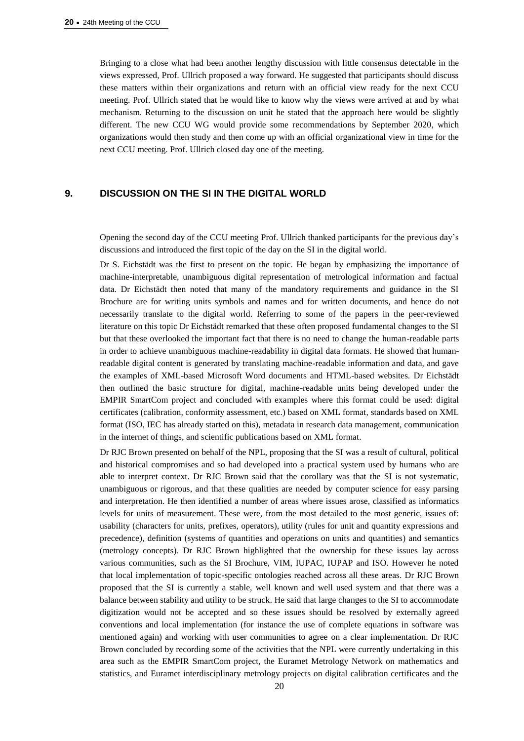Bringing to a close what had been another lengthy discussion with little consensus detectable in the views expressed, Prof. Ullrich proposed a way forward. He suggested that participants should discuss these matters within their organizations and return with an official view ready for the next CCU meeting. Prof. Ullrich stated that he would like to know why the views were arrived at and by what mechanism. Returning to the discussion on unit he stated that the approach here would be slightly different. The new CCU WG would provide some recommendations by September 2020, which organizations would then study and then come up with an official organizational view in time for the next CCU meeting. Prof. Ullrich closed day one of the meeting.

## 9. DISCUSSION ON THE SI IN THE DIGITAL WORLD

Opening the second day of the CCU meeting Prof. Ullrich thanked participants for the previous day's discussions and introduced the first topic of the day on the SI in the digital world.

Dr S. Eichstädt was the first to present on the topic. He began by emphasizing the importance of machine-interpretable, unambiguous digital representation of metrological information and factual data. Dr Eichstädt then noted that many of the mandatory requirements and guidance in the SI Brochure are for writing units symbols and names and for written documents, and hence do not necessarily translate to the digital world. Referring to some of the papers in the peer-reviewed literature on this topic Dr Eichstädt remarked that these often proposed fundamental changes to the SI but that these overlooked the important fact that there is no need to change the human-readable parts in order to achieve unambiguous machine-readability in digital data formats. He showed that human-readable digital content is generated by translating machine-readable information and data, and gave the examples of XML-based Microsoft Word documents and HTML-based websites. Dr Eichstädt then outlined the basic structure for digital, machine-readable units being developed under the EMPIR SmartCom project and concluded with examples where this format could be used: digital certificates (calibration, conformity assessment, etc.) based on XML format, standards based on XML format (ISO, IEC has already started on this), metadata in research data management, communication in the internet of things, and scientific publications based on XML format.

Dr RJC Brown presented on behalf of the NPL, proposing that the SI was a result of cultural, political and historical compromises and so had developed into a practical system used by humans who are able to interpret context. Dr RJC Brown said that the corollary was that the SI is not systematic, unambiguous or rigorous, and that these qualities are needed by computer science for easy parsing and interpretation. He then identified a number of areas where issues arose, classified as informatics levels for units of measurement. These were, from the most detailed to the most generic, issues of: usability (characters for units, prefixes, operators), utility (rules for unit and quantity expressions and precedence), definition (systems of quantities and operations on units and quantities) and semantics (metrology concepts). Dr RJC Brown highlighted that the ownership for these issues lay across various communities, such as the SI Brochure, VIM, IUPAC, IUPAP and ISO. However he noted that local implementation of topic-specific ontologies reached across all these areas. Dr RJC Brown proposed that the SI is currently a stable, well known and well used system and that there was a balance between stability and utility to be struck. He said that large changes to the SI to accommodate digitization would not be accepted and so these issues should be resolved by externally agreed conventions and local implementation (for instance the use of complete equations in software was mentioned again) and working with user communities to agree on a clear implementation. Dr RJC Brown concluded by recording some of the activities that the NPL were currently undertaking in this area such as the EMPIR SmartCom project, the Euramet Metrology Network on mathematics and statistics, and Euramet interdisciplinary metrology projects on digital calibration certificates and the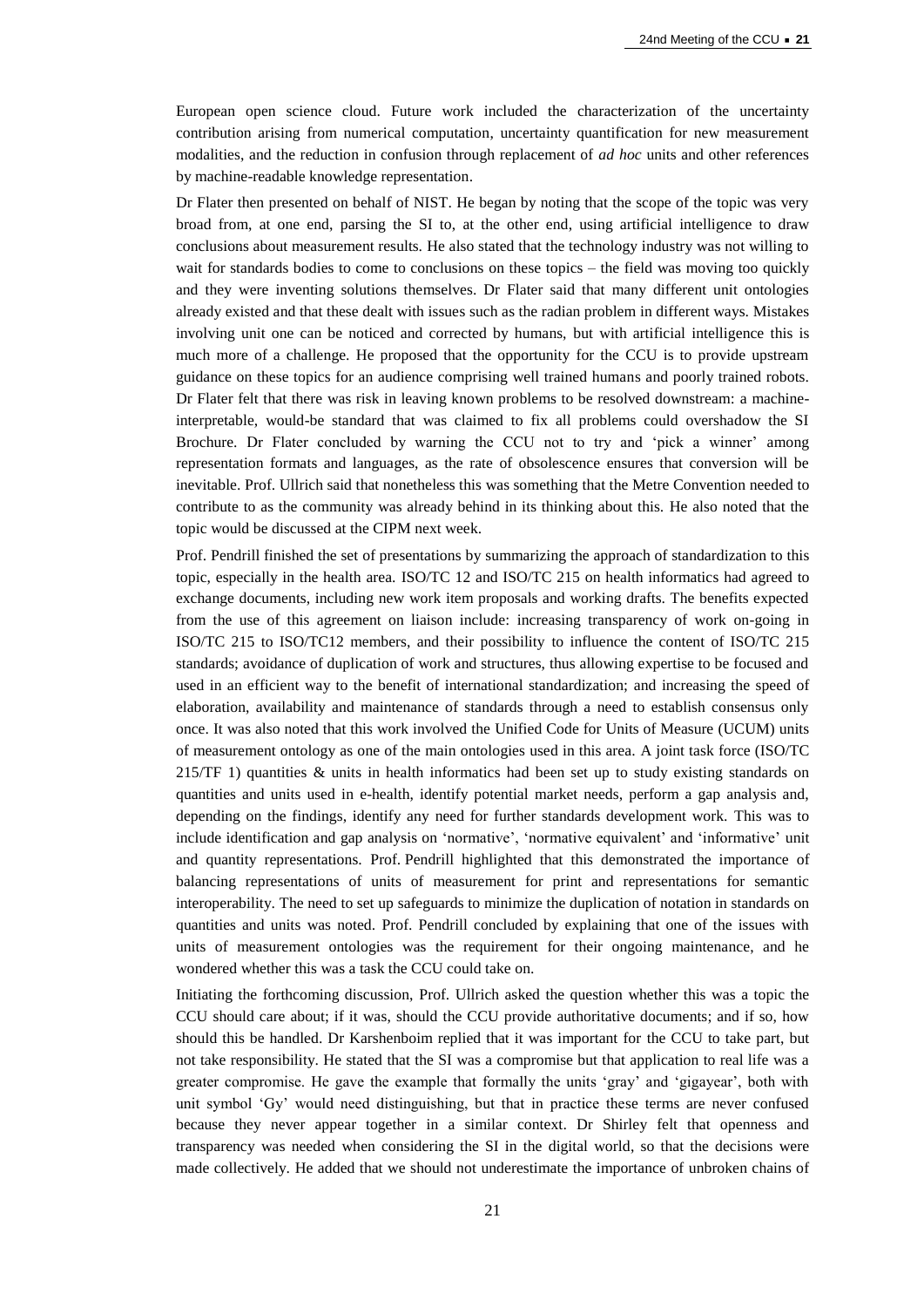European open science cloud. Future work included the characterization of the uncertainty contribution arising from numerical computation, uncertainty quantification for new measurement modalities, and the reduction in confusion through replacement of *ad hoc* units and other references by machine-readable knowledge representation.

Dr Flater then presented on behalf of NIST. He began by noting that the scope of the topic was very broad from, at one end, parsing the SI to, at the other end, using artificial intelligence to draw conclusions about measurement results. He also stated that the technology industry was not willing to wait for standards bodies to come to conclusions on these topics – the field was moving too quickly and they were inventing solutions themselves. Dr Flater said that many different unit ontologies already existed and that these dealt with issues such as the radian problem in different ways. Mistakes involving unit one can be noticed and corrected by humans, but with artificial intelligence this is much more of a challenge. He proposed that the opportunity for the CCU is to provide upstream guidance on these topics for an audience comprising well trained humans and poorly trained robots. Dr Flater felt that there was risk in leaving known problems to be resolved downstream: a machine-interpretable, would-be standard that was claimed to fix all problems could overshadow the SI Brochure. Dr Flater concluded by warning the CCU not to try and 'pick a winner' among representation formats and languages, as the rate of obsolescence ensures that conversion will be inevitable. Prof. Ullrich said that nonetheless this was something that the Metre Convention needed to contribute to as the community was already behind in its thinking about this. He also noted that the topic would be discussed at the CIPM next week.

Prof. Pendrill finished the set of presentations by summarizing the approach of standardization to this topic, especially in the health area. ISO/TC 12 and ISO/TC 215 on health informatics had agreed to exchange documents, including new work item proposals and working drafts. The benefits expected from the use of this agreement on liaison include: increasing transparency of work on-going in ISO/TC 215 to ISO/TC12 members, and their possibility to influence the content of ISO/TC 215 standards; avoidance of duplication of work and structures, thus allowing expertise to be focused and used in an efficient way to the benefit of international standardization; and increasing the speed of elaboration, availability and maintenance of standards through a need to establish consensus only once. It was also noted that this work involved the Unified Code for Units of Measure (UCUM) units of measurement ontology as one of the main ontologies used in this area. A joint task force (ISO/TC 215/TF 1) quantities & units in health informatics had been set up to study existing standards on quantities and units used in e-health, identify potential market needs, perform a gap analysis and, depending on the findings, identify any need for further standards development work. This was to include identification and gap analysis on 'normative', 'normative equivalent' and 'informative' unit and quantity representations. Prof. Pendrill highlighted that this demonstrated the importance of balancing representations of units of measurement for print and representations for semantic interoperability. The need to set up safeguards to minimize the duplication of notation in standards on quantities and units was noted. Prof. Pendrill concluded by explaining that one of the issues with units of measurement ontologies was the requirement for their ongoing maintenance, and he wondered whether this was a task the CCU could take on.

Initiating the forthcoming discussion, Prof. Ullrich asked the question whether this was a topic the CCU should care about; if it was, should the CCU provide authoritative documents; and if so, how should this be handled. Dr Karshenboim replied that it was important for the CCU to take part, but not take responsibility. He stated that the SI was a compromise but that application to real life was a greater compromise. He gave the example that formally the units 'gray' and 'gigayear', both with unit symbol 'Gy' would need distinguishing, but that in practice these terms are never confused because they never appear together in a similar context. Dr Shirley felt that openness and transparency was needed when considering the SI in the digital world, so that the decisions were made collectively. He added that we should not underestimate the importance of unbroken chains of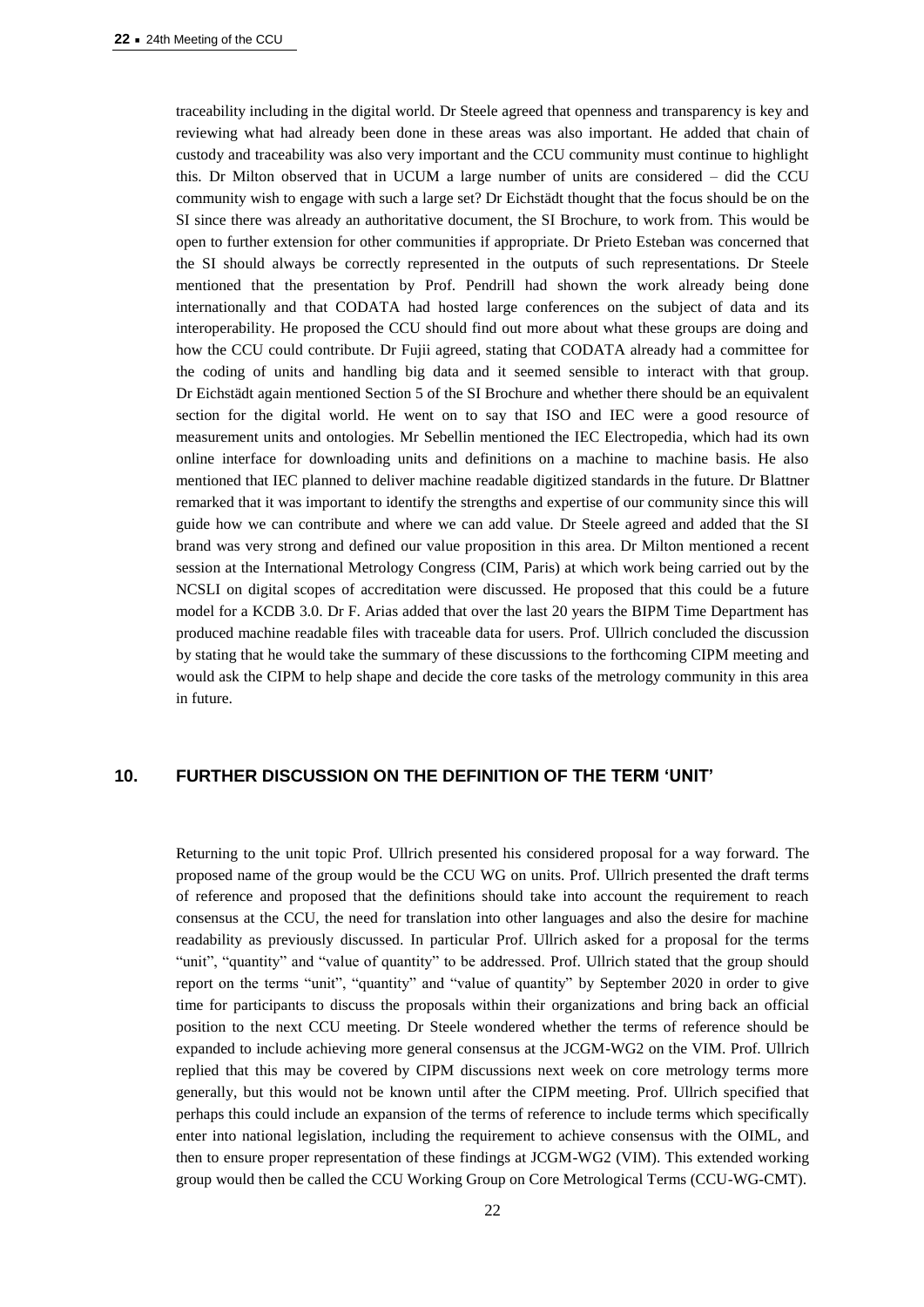traceability including in the digital world. Dr Steele agreed that openness and transparency is key and reviewing what had already been done in these areas was also important. He added that chain of custody and traceability was also very important and the CCU community must continue to highlight this. Dr Milton observed that in UCUM a large number of units are considered – did the CCU community wish to engage with such a large set? Dr Eichstädt thought that the focus should be on the SI since there was already an authoritative document, the SI Brochure, to work from. This would be open to further extension for other communities if appropriate. Dr Prieto Esteban was concerned that the SI should always be correctly represented in the outputs of such representations. Dr Steele mentioned that the presentation by Prof. Pendrill had shown the work already being done internationally and that CODATA had hosted large conferences on the subject of data and its interoperability. He proposed the CCU should find out more about what these groups are doing and how the CCU could contribute. Dr Fujii agreed, stating that CODATA already had a committee for the coding of units and handling big data and it seemed sensible to interact with that group. Dr Eichstädt again mentioned Section 5 of the SI Brochure and whether there should be an equivalent section for the digital world. He went on to say that ISO and IEC were a good resource of measurement units and ontologies. Mr Sebellin mentioned the IEC Electropedia, which had its own online interface for downloading units and definitions on a machine to machine basis. He also mentioned that IEC planned to deliver machine readable digitized standards in the future. Dr Blattner remarked that it was important to identify the strengths and expertise of our community since this will guide how we can contribute and where we can add value. Dr Steele agreed and added that the SI brand was very strong and defined our value proposition in this area. Dr Milton mentioned a recent session at the International Metrology Congress (CIM, Paris) at which work being carried out by the NCSLI on digital scopes of accreditation were discussed. He proposed that this could be a future model for a KCDB 3.0. Dr F. Arias added that over the last 20 years the BIPM Time Department has produced machine readable files with traceable data for users. Prof. Ullrich concluded the discussion by stating that he would take the summary of these discussions to the forthcoming CIPM meeting and would ask the CIPM to help shape and decide the core tasks of the metrology community in this area in future.

## 10. FURTHER DISCUSSION ON THE DEFINITION OF THE TERM 'UNIT'

Returning to the unit topic Prof. Ullrich presented his considered proposal for a way forward. The proposed name of the group would be the CCU WG on units. Prof. Ullrich presented the draft terms of reference and proposed that the definitions should take into account the requirement to reach consensus at the CCU, the need for translation into other languages and also the desire for machine readability as previously discussed. In particular Prof. Ullrich asked for a proposal for the terms "unit", "quantity" and "value of quantity" to be addressed. Prof. Ullrich stated that the group should report on the terms "unit", "quantity" and "value of quantity" by September 2020 in order to give time for participants to discuss the proposals within their organizations and bring back an official position to the next CCU meeting. Dr Steele wondered whether the terms of reference should be expanded to include achieving more general consensus at the JCGM-WG2 on the VIM. Prof. Ullrich replied that this may be covered by CIPM discussions next week on core metrology terms more generally, but this would not be known until after the CIPM meeting. Prof. Ullrich specified that perhaps this could include an expansion of the terms of reference to include terms which specifically enter into national legislation, including the requirement to achieve consensus with the OIML, and then to ensure proper representation of these findings at JCGM-WG2 (VIM). This extended working group would then be called the CCU Working Group on Core Metrological Terms (CCU-WG-CMT).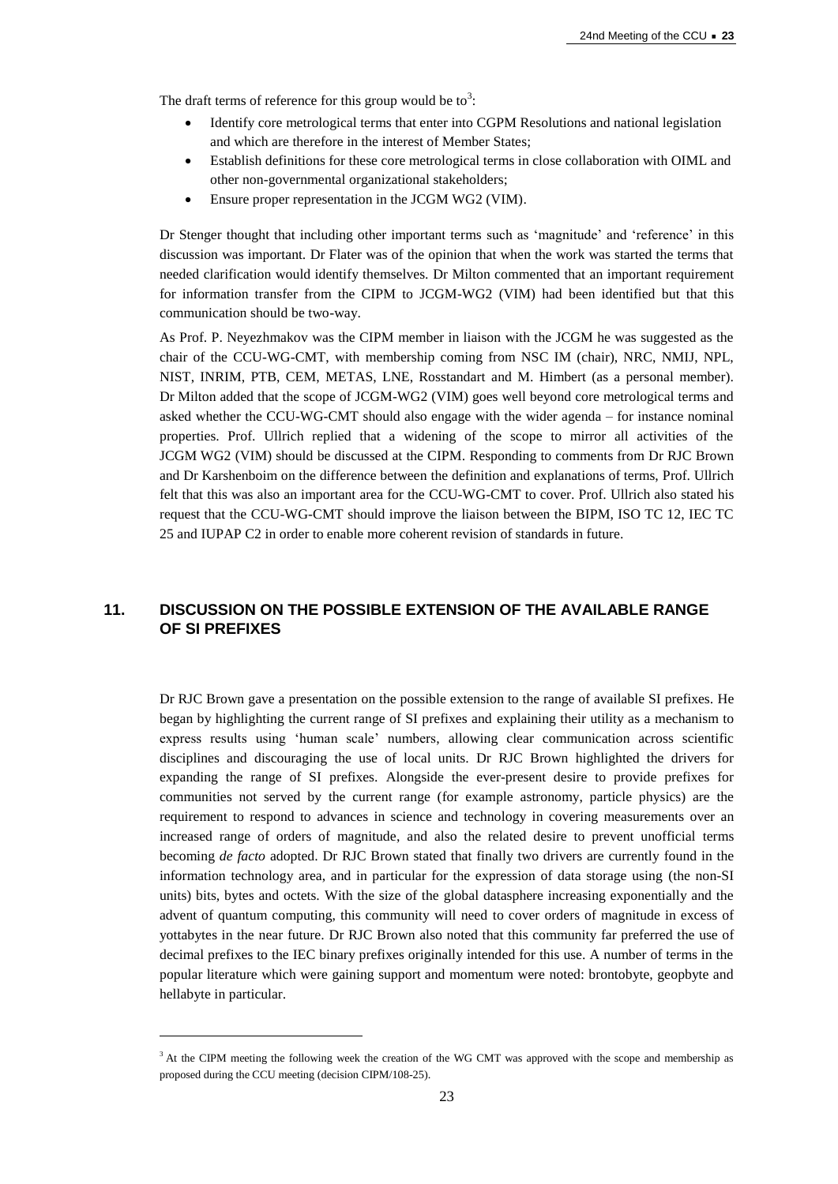The draft terms of reference for this group would be to[3]:

- Identify core metrological terms that enter into CGPM Resolutions and national legislation and which are therefore in the interest of Member States;
- Establish definitions for these core metrological terms in close collaboration with OIML and other non-governmental organizational stakeholders;
- Ensure proper representation in the JCGM WG2 (VIM).

Dr Stenger thought that including other important terms such as 'magnitude' and 'reference' in this discussion was important. Dr Flater was of the opinion that when the work was started the terms that needed clarification would identify themselves. Dr Milton commented that an important requirement for information transfer from the CIPM to JCGM-WG2 (VIM) had been identified but that this communication should be two-way.

As Prof. P. Neyezhmakov was the CIPM member in liaison with the JCGM he was suggested as the chair of the CCU-WG-CMT, with membership coming from NSC IM (chair), NRC, NMIJ, NPL, NIST, INRIM, PTB, CEM, METAS, LNE, Rosstandart and M. Himbert (as a personal member). Dr Milton added that the scope of JCGM-WG2 (VIM) goes well beyond core metrological terms and asked whether the CCU-WG-CMT should also engage with the wider agenda – for instance nominal properties. Prof. Ullrich replied that a widening of the scope to mirror all activities of the JCGM WG2 (VIM) should be discussed at the CIPM. Responding to comments from Dr RJC Brown and Dr Karshenboim on the difference between the definition and explanations of terms, Prof. Ullrich felt that this was also an important area for the CCU-WG-CMT to cover. Prof. Ullrich also stated his request that the CCU-WG-CMT should improve the liaison between the BIPM, ISO TC 12, IEC TC 25 and IUPAP C2 in order to enable more coherent revision of standards in future.

## 11. DISCUSSION ON THE POSSIBLE EXTENSION OF THE AVAILABLE RANGE OF SI PREFIXES

Dr RJC Brown gave a presentation on the possible extension to the range of available SI prefixes. He began by highlighting the current range of SI prefixes and explaining their utility as a mechanism to express results using 'human scale' numbers, allowing clear communication across scientific disciplines and discouraging the use of local units. Dr RJC Brown highlighted the drivers for expanding the range of SI prefixes. Alongside the ever-present desire to provide prefixes for communities not served by the current range (for example astronomy, particle physics) are the requirement to respond to advances in science and technology in covering measurements over an increased range of orders of magnitude, and also the related desire to prevent unofficial terms becoming *de facto* adopted. Dr RJC Brown stated that finally two drivers are currently found in the information technology area, and in particular for the expression of data storage using (the non-SI units) bits, bytes and octets. With the size of the global datasphere increasing exponentially and the advent of quantum computing, this community will need to cover orders of magnitude in excess of yottabytes in the near future. Dr RJC Brown also noted that this community far preferred the use of decimal prefixes to the IEC binary prefixes originally intended for this use. A number of terms in the popular literature which were gaining support and momentum were noted: brontobyte, geopbyte and hellabyte in particular.

[3] At the CIPM meeting the following week the creation of the WG CMT was approved with the scope and membership as proposed during the CCU meeting (decision CIPM/108-25).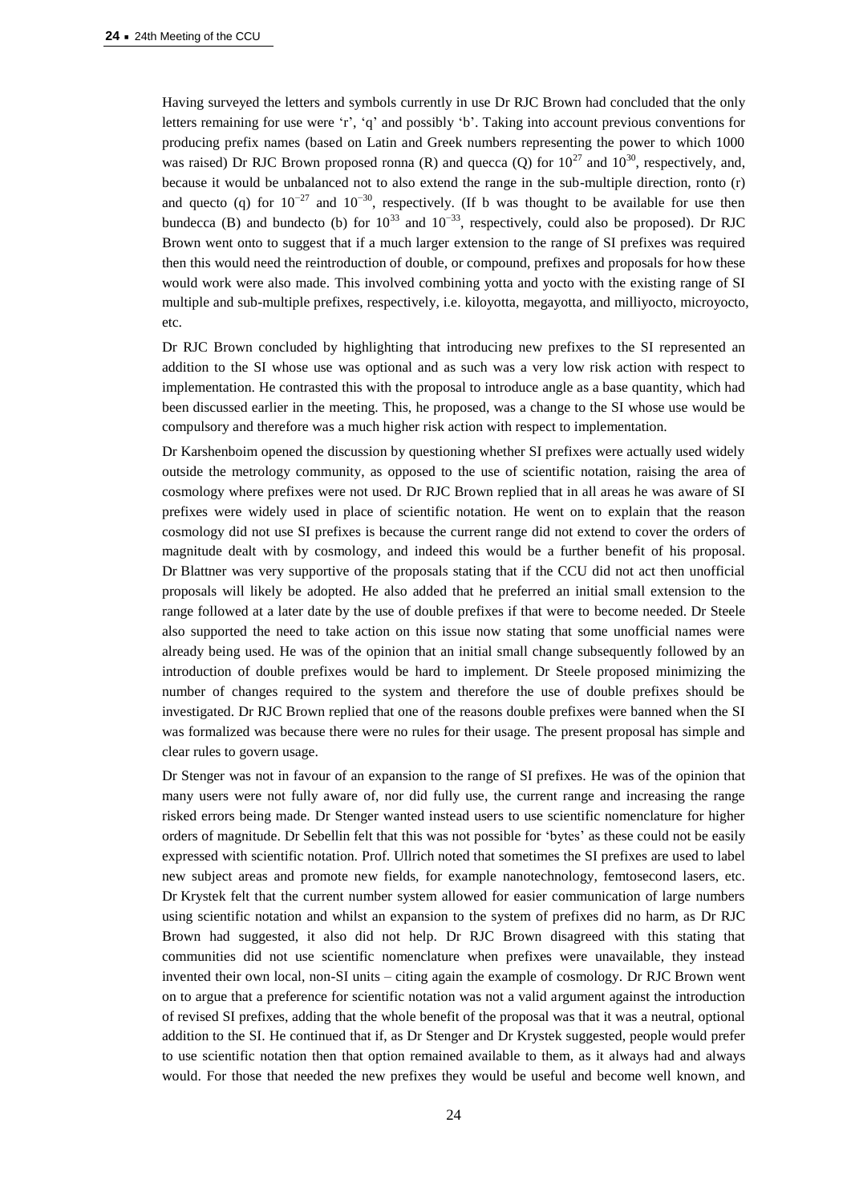Having surveyed the letters and symbols currently in use Dr RJC Brown had concluded that the only letters remaining for use were 'r', 'q' and possibly 'b'. Taking into account previous conventions for producing prefix names (based on Latin and Greek numbers representing the power to which 1000 was raised) Dr RJC Brown proposed ronna (R) and quecca (Q) for $10^{27}$ and $10^{30}$, respectively, and, because it would be unbalanced not to also extend the range in the sub-multiple direction, ronto (r) and quecto (q) for $10^{-27}$ and $10^{-30}$, respectively. (If b was thought to be available for use then bundecca (B) and bundecto (b) for $10^{33}$ and $10^{-33}$, respectively, could also be proposed). Dr RJC Brown went onto to suggest that if a much larger extension to the range of SI prefixes was required then this would need the reintroduction of double, or compound, prefixes and proposals for how these would work were also made. This involved combining yotta and yocto with the existing range of SI multiple and sub-multiple prefixes, respectively, i.e. kiloyotta, megayotta, and milliyocto, microyocto, etc.

Dr RJC Brown concluded by highlighting that introducing new prefixes to the SI represented an addition to the SI whose use was optional and as such was a very low risk action with respect to implementation. He contrasted this with the proposal to introduce angle as a base quantity, which had been discussed earlier in the meeting. This, he proposed, was a change to the SI whose use would be compulsory and therefore was a much higher risk action with respect to implementation.

Dr Karshenboim opened the discussion by questioning whether SI prefixes were actually used widely outside the metrology community, as opposed to the use of scientific notation, raising the area of cosmology where prefixes were not used. Dr RJC Brown replied that in all areas he was aware of SI prefixes were widely used in place of scientific notation. He went on to explain that the reason cosmology did not use SI prefixes is because the current range did not extend to cover the orders of magnitude dealt with by cosmology, and indeed this would be a further benefit of his proposal. Dr Blattner was very supportive of the proposals stating that if the CCU did not act then unofficial proposals will likely be adopted. He also added that he preferred an initial small extension to the range followed at a later date by the use of double prefixes if that were to become needed. Dr Steele also supported the need to take action on this issue now stating that some unofficial names were already being used. He was of the opinion that an initial small change subsequently followed by an introduction of double prefixes would be hard to implement. Dr Steele proposed minimizing the number of changes required to the system and therefore the use of double prefixes should be investigated. Dr RJC Brown replied that one of the reasons double prefixes were banned when the SI was formalized was because there were no rules for their usage. The present proposal has simple and clear rules to govern usage.

Dr Stenger was not in favour of an expansion to the range of SI prefixes. He was of the opinion that many users were not fully aware of, nor did fully use, the current range and increasing the range risked errors being made. Dr Stenger wanted instead users to use scientific nomenclature for higher orders of magnitude. Dr Sebellin felt that this was not possible for 'bytes' as these could not be easily expressed with scientific notation. Prof. Ullrich noted that sometimes the SI prefixes are used to label new subject areas and promote new fields, for example nanotechnology, femtosecond lasers, etc. Dr Krystek felt that the current number system allowed for easier communication of large numbers using scientific notation and whilst an expansion to the system of prefixes did no harm, as Dr RJC Brown had suggested, it also did not help. Dr RJC Brown disagreed with this stating that communities did not use scientific nomenclature when prefixes were unavailable, they instead invented their own local, non-SI units – citing again the example of cosmology. Dr RJC Brown went on to argue that a preference for scientific notation was not a valid argument against the introduction of revised SI prefixes, adding that the whole benefit of the proposal was that it was a neutral, optional addition to the SI. He continued that if, as Dr Stenger and Dr Krystek suggested, people would prefer to use scientific notation then that option remained available to them, as it always had and always would. For those that needed the new prefixes they would be useful and become well known, and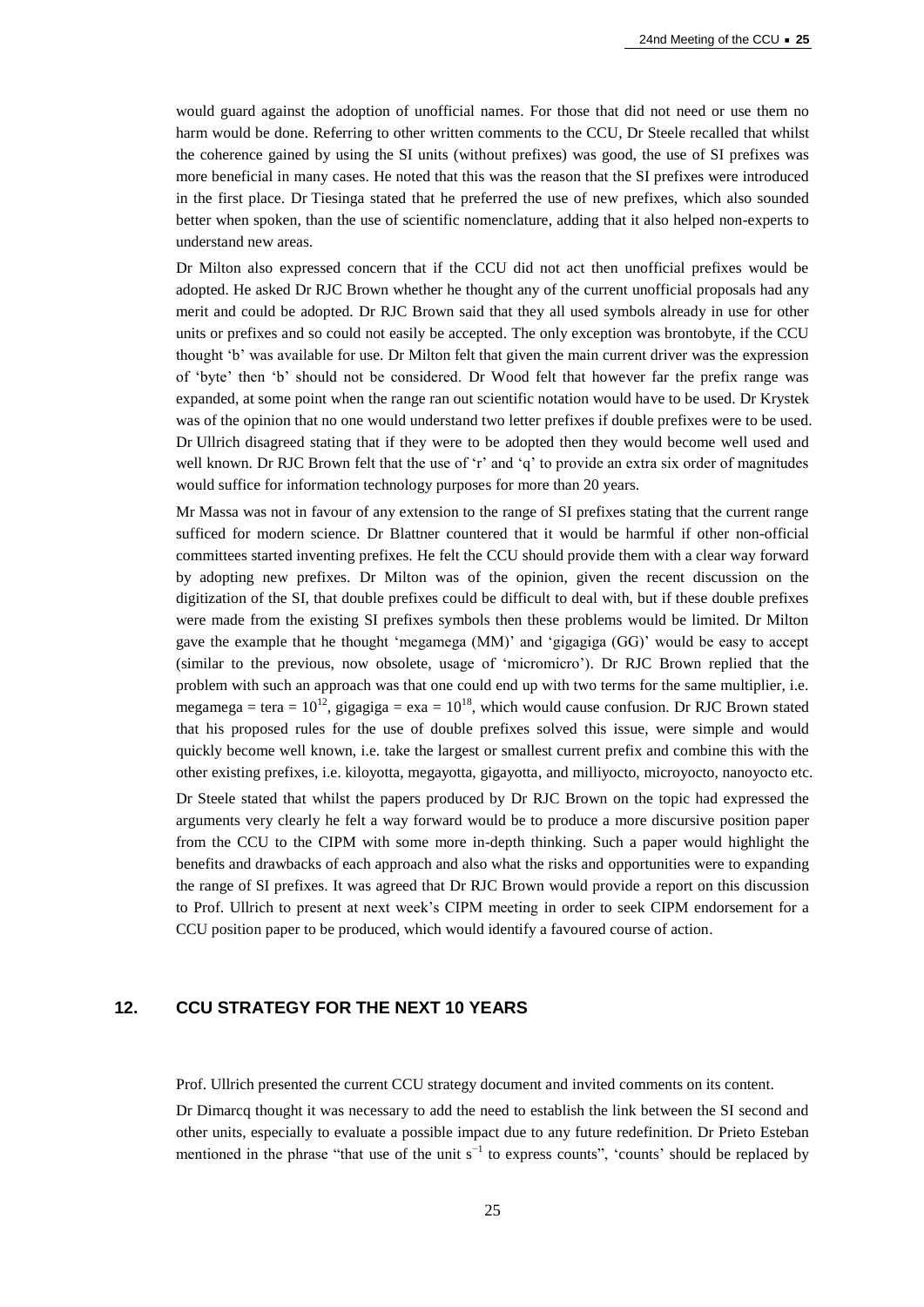would guard against the adoption of unofficial names. For those that did not need or use them no harm would be done. Referring to other written comments to the CCU, Dr Steele recalled that whilst the coherence gained by using the SI units (without prefixes) was good, the use of SI prefixes was more beneficial in many cases. He noted that this was the reason that the SI prefixes were introduced in the first place. Dr Tiesinga stated that he preferred the use of new prefixes, which also sounded better when spoken, than the use of scientific nomenclature, adding that it also helped non-experts to understand new areas.

Dr Milton also expressed concern that if the CCU did not act then unofficial prefixes would be adopted. He asked Dr RJC Brown whether he thought any of the current unofficial proposals had any merit and could be adopted. Dr RJC Brown said that they all used symbols already in use for other units or prefixes and so could not easily be accepted. The only exception was brontobyte, if the CCU thought 'b' was available for use. Dr Milton felt that given the main current driver was the expression of 'byte' then 'b' should not be considered. Dr Wood felt that however far the prefix range was expanded, at some point when the range ran out scientific notation would have to be used. Dr Krystek was of the opinion that no one would understand two letter prefixes if double prefixes were to be used. Dr Ullrich disagreed stating that if they were to be adopted then they would become well used and well known. Dr RJC Brown felt that the use of 'r' and 'q' to provide an extra six order of magnitudes would suffice for information technology purposes for more than 20 years.

Mr Massa was not in favour of any extension to the range of SI prefixes stating that the current range sufficed for modern science. Dr Blattner countered that it would be harmful if other non-official committees started inventing prefixes. He felt the CCU should provide them with a clear way forward by adopting new prefixes. Dr Milton was of the opinion, given the recent discussion on the digitization of the SI, that double prefixes could be difficult to deal with, but if these double prefixes were made from the existing SI prefixes symbols then these problems would be limited. Dr Milton gave the example that he thought 'megamega (MM)' and 'gigagiga (GG)' would be easy to accept (similar to the previous, now obsolete, usage of 'micromicro'). Dr RJC Brown replied that the problem with such an approach was that one could end up with two terms for the same multiplier, i.e. megamega = tera = $10^{12}$, gigagiga = exa = $10^{18}$, which would cause confusion. Dr RJC Brown stated that his proposed rules for the use of double prefixes solved this issue, were simple and would quickly become well known, i.e. take the largest or smallest current prefix and combine this with the other existing prefixes, i.e. kiloyotta, megayotta, gigayotta, and milliyocto, microyocto, nanoyocto etc.

Dr Steele stated that whilst the papers produced by Dr RJC Brown on the topic had expressed the arguments very clearly he felt a way forward would be to produce a more discursive position paper from the CCU to the CIPM with some more in-depth thinking. Such a paper would highlight the benefits and drawbacks of each approach and also what the risks and opportunities were to expanding the range of SI prefixes. It was agreed that Dr RJC Brown would provide a report on this discussion to Prof. Ullrich to present at next week's CIPM meeting in order to seek CIPM endorsement for a CCU position paper to be produced, which would identify a favoured course of action.

## 12. CCU STRATEGY FOR THE NEXT 10 YEARS

Prof. Ullrich presented the current CCU strategy document and invited comments on its content.

Dr Dimarcq thought it was necessary to add the need to establish the link between the SI second and other units, especially to evaluate a possible impact due to any future redefinition. Dr Prieto Esteban mentioned in the phrase "that use of the unit $s^{-1}$ to express counts", 'counts' should be replaced by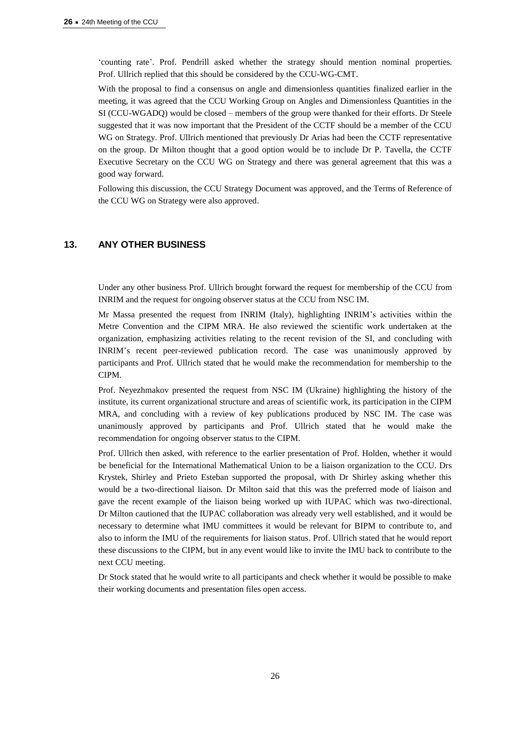'counting rate'. Prof. Pendrill asked whether the strategy should mention nominal properties. Prof. Ullrich replied that this should be considered by the CCU-WG-CMT.

With the proposal to find a consensus on angle and dimensionless quantities finalized earlier in the meeting, it was agreed that the CCU Working Group on Angles and Dimensionless Quantities in the SI (CCU-WGADQ) would be closed – members of the group were thanked for their efforts. Dr Steele suggested that it was now important that the President of the CCTF should be a member of the CCU WG on Strategy. Prof. Ullrich mentioned that previously Dr Arias had been the CCTF representative on the group. Dr Milton thought that a good option would be to include Dr P. Tavella, the CCTF Executive Secretary on the CCU WG on Strategy and there was general agreement that this was a good way forward.

Following this discussion, the CCU Strategy Document was approved, and the Terms of Reference of the CCU WG on Strategy were also approved.

## 13. ANY OTHER BUSINESS

Under any other business Prof. Ullrich brought forward the request for membership of the CCU from INRIM and the request for ongoing observer status at the CCU from NSC IM.

Mr Massa presented the request from INRIM (Italy), highlighting INRIM's activities within the Metre Convention and the CIPM MRA. He also reviewed the scientific work undertaken at the organization, emphasizing activities relating to the recent revision of the SI, and concluding with INRIM's recent peer-reviewed publication record. The case was unanimously approved by participants and Prof. Ullrich stated that he would make the recommendation for membership to the CIPM.

Prof. Neyezhmakov presented the request from NSC IM (Ukraine) highlighting the history of the institute, its current organizational structure and areas of scientific work, its participation in the CIPM MRA, and concluding with a review of key publications produced by NSC IM. The case was unanimously approved by participants and Prof. Ullrich stated that he would make the recommendation for ongoing observer status to the CIPM.

Prof. Ullrich then asked, with reference to the earlier presentation of Prof. Holden, whether it would be beneficial for the International Mathematical Union to be a liaison organization to the CCU. Drs Krystek, Shirley and Prieto Esteban supported the proposal, with Dr Shirley asking whether this would be a two-directional liaison. Dr Milton said that this was the preferred mode of liaison and gave the recent example of the liaison being worked up with IUPAC which was two-directional. Dr Milton cautioned that the IUPAC collaboration was already very well established, and it would be necessary to determine what IMU committees it would be relevant for BIPM to contribute to, and also to inform the IMU of the requirements for liaison status. Prof. Ullrich stated that he would report these discussions to the CIPM, but in any event would like to invite the IMU back to contribute to the next CCU meeting.

Dr Stock stated that he would write to all participants and check whether it would be possible to make their working documents and presentation files open access.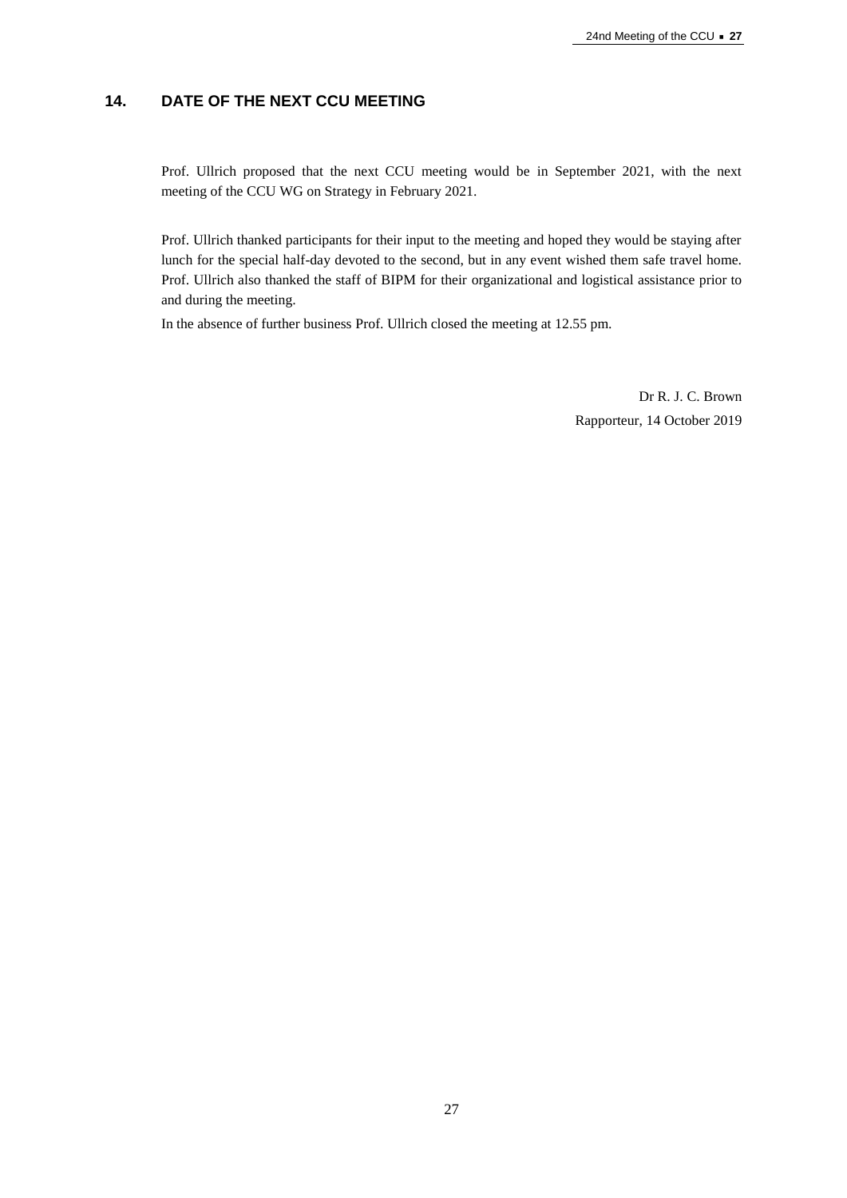## 14. DATE OF THE NEXT CCU MEETING

Prof. Ullrich proposed that the next CCU meeting would be in September 2021, with the next meeting of the CCU WG on Strategy in February 2021.

Prof. Ullrich thanked participants for their input to the meeting and hoped they would be staying after lunch for the special half-day devoted to the second, but in any event wished them safe travel home. Prof. Ullrich also thanked the staff of BIPM for their organizational and logistical assistance prior to and during the meeting.

In the absence of further business Prof. Ullrich closed the meeting at 12.55 pm.

Dr R. J. C. Brown
Rapporteur, 14 October 2019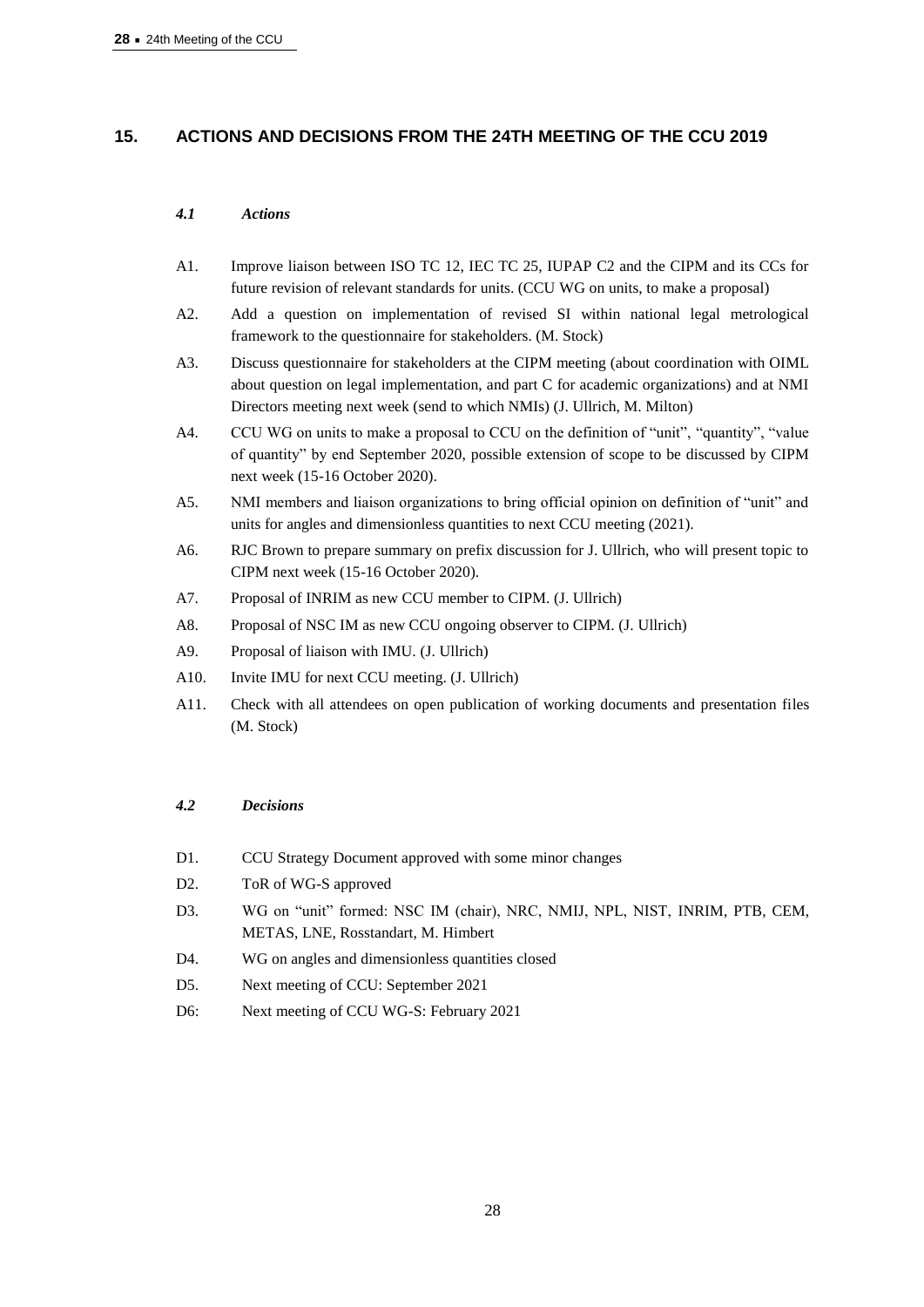## 15. ACTIONS AND DECISIONS FROM THE 24TH MEETING OF THE CCU 2019

### *4.1 Actions*

A1. Improve liaison between ISO TC 12, IEC TC 25, IUPAP C2 and the CIPM and its CCs for future revision of relevant standards for units. (CCU WG on units, to make a proposal)

A2. Add a question on implementation of revised SI within national legal metrological framework to the questionnaire for stakeholders. (M. Stock)

A3. Discuss questionnaire for stakeholders at the CIPM meeting (about coordination with OIML about question on legal implementation, and part C for academic organizations) and at NMI Directors meeting next week (send to which NMIs) (J. Ullrich, M. Milton)

A4. CCU WG on units to make a proposal to CCU on the definition of “unit”, “quantity”, “value of quantity” by end September 2020, possible extension of scope to be discussed by CIPM next week (15-16 October 2020).

A5. NMI members and liaison organizations to bring official opinion on definition of “unit” and units for angles and dimensionless quantities to next CCU meeting (2021).

A6. RJC Brown to prepare summary on prefix discussion for J. Ullrich, who will present topic to CIPM next week (15-16 October 2020).

A7. Proposal of INRIM as new CCU member to CIPM. (J. Ullrich)

A8. Proposal of NSC IM as new CCU ongoing observer to CIPM. (J. Ullrich)

A9. Proposal of liaison with IMU. (J. Ullrich)

A10. Invite IMU for next CCU meeting. (J. Ullrich)

A11. Check with all attendees on open publication of working documents and presentation files (M. Stock)

### *4.2 Decisions*

D1. CCU Strategy Document approved with some minor changes

D2. ToR of WG-S approved

D3. WG on “unit” formed: NSC IM (chair), NRC, NMIJ, NPL, NIST, INRIM, PTB, CEM, METAS, LNE, Rosstandart, M. Himbert

D4. WG on angles and dimensionless quantities closed

D5. Next meeting of CCU: September 2021

D6: Next meeting of CCU WG-S: February 2021